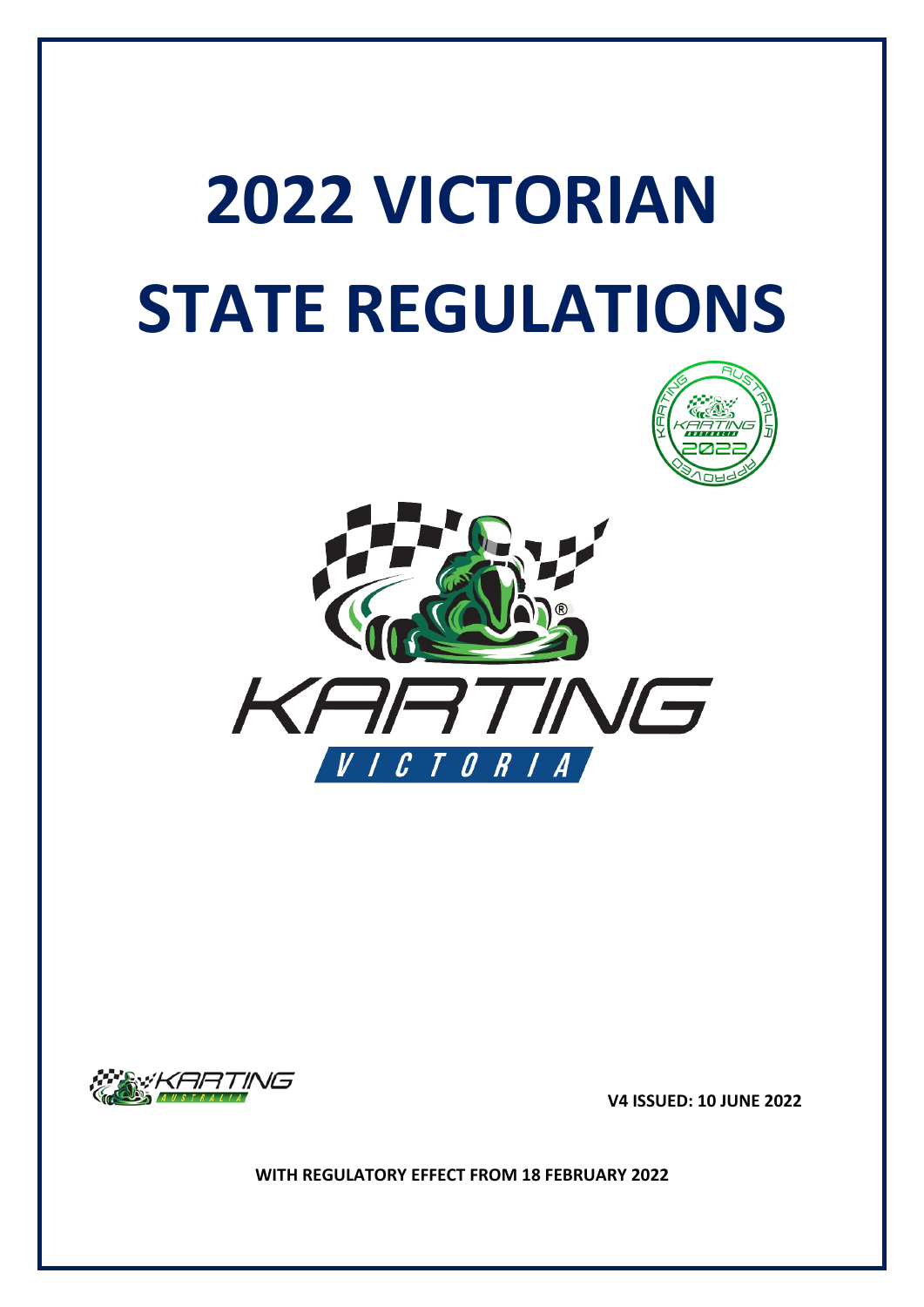# 2022 VICTORIAN STATE REGULATIONS

**V4 ISSUED: 10 JUNE 2022**

**WITH REGULATORY EFFECT FROM 18 FEBRUARY 2022**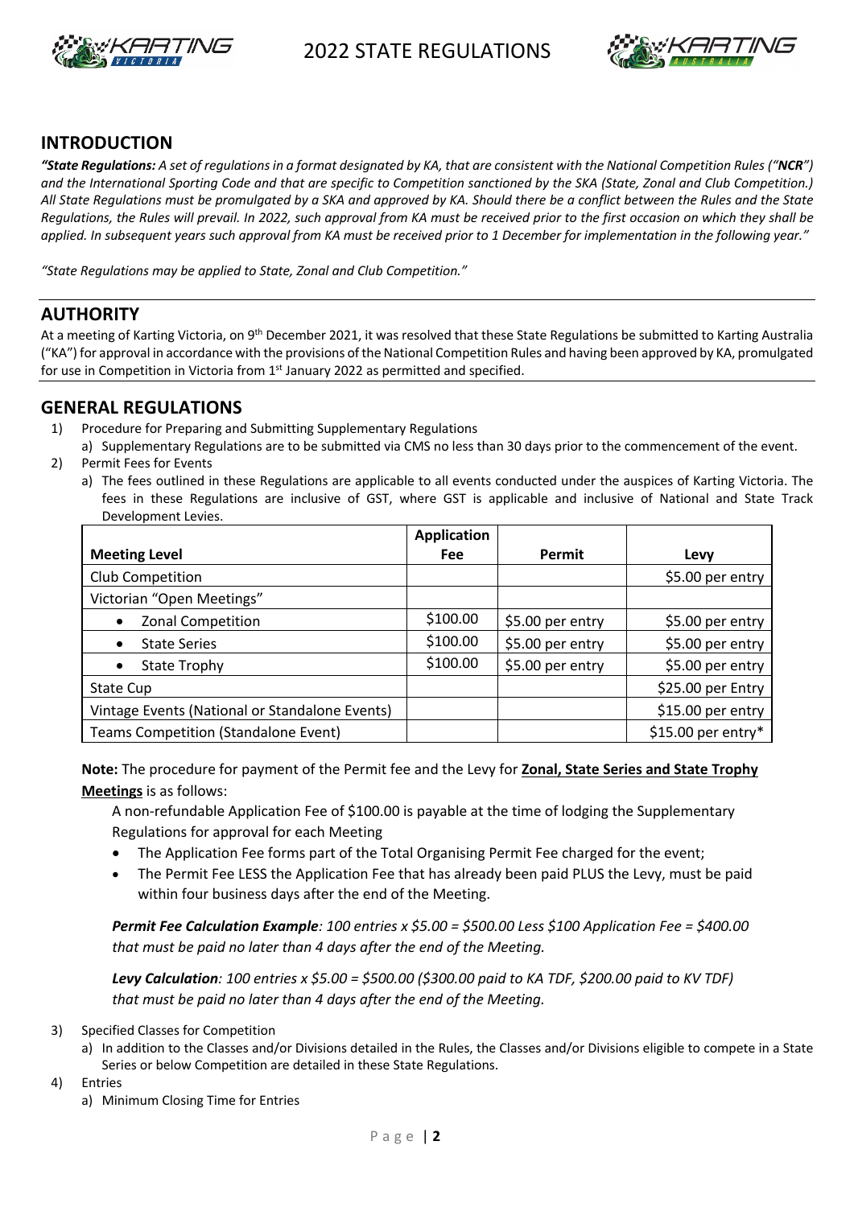## INTRODUCTION

*"**State Regulations:** A set of regulations in a format designated by KA, that are consistent with the National Competition Rules ("**NCR**") and the International Sporting Code and that are specific to Competition sanctioned by the SKA (State, Zonal and Club Competition.) All State Regulations must be promulgated by a SKA and approved by KA. Should there be a conflict between the Rules and the State Regulations, the Rules will prevail. In 2022, such approval from KA must be received prior to the first occasion on which they shall be applied. In subsequent years such approval from KA must be received prior to 1 December for implementation in the following year."*

*"State Regulations may be applied to State, Zonal and Club Competition."*

## AUTHORITY

At a meeting of Karting Victoria, on 9th December 2021, it was resolved that these State Regulations be submitted to Karting Australia ("KA") for approval in accordance with the provisions of the National Competition Rules and having been approved by KA, promulgated for use in Competition in Victoria from 1st January 2022 as permitted and specified.

## GENERAL REGULATIONS

1) Procedure for Preparing and Submitting Supplementary Regulations
   a) Supplementary Regulations are to be submitted via CMS no less than 30 days prior to the commencement of the event.
2) Permit Fees for Events
   a) The fees outlined in these Regulations are applicable to all events conducted under the auspices of Karting Victoria. The fees in these Regulations are inclusive of GST, where GST is applicable and inclusive of National and State Track Development Levies.

| Meeting Level | Application Fee | Permit | Levy |
|---|---|---|---|
| Club Competition | | | $5.00 per entry |
| Victorian "Open Meetings" | | | |
| • Zonal Competition | $100.00 | $5.00 per entry | $5.00 per entry |
| • State Series | $100.00 | $5.00 per entry | $5.00 per entry |
| • State Trophy | $100.00 | $5.00 per entry | $5.00 per entry |
| State Cup | | | $25.00 per Entry |
| Vintage Events (National or Standalone Events) | | | $15.00 per entry |
| Teams Competition (Standalone Event) | | | $15.00 per entry* |

**Note:** The procedure for payment of the Permit fee and the Levy for **Zonal, State Series and State Trophy Meetings** is as follows:

A non-refundable Application Fee of $100.00 is payable at the time of lodging the Supplementary Regulations for approval for each Meeting

- The Application Fee forms part of the Total Organising Permit Fee charged for the event;
- The Permit Fee LESS the Application Fee that has already been paid PLUS the Levy, must be paid within four business days after the end of the Meeting.

***Permit Fee Calculation Example**: 100 entries x $5.00 = $500.00 Less $100 Application Fee = $400.00 that must be paid no later than 4 days after the end of the Meeting.*

***Levy Calculation**: 100 entries x $5.00 = $500.00 ($300.00 paid to KA TDF, $200.00 paid to KV TDF) that must be paid no later than 4 days after the end of the Meeting.*

3) Specified Classes for Competition
   a) In addition to the Classes and/or Divisions detailed in the Rules, the Classes and/or Divisions eligible to compete in a State Series or below Competition are detailed in these State Regulations.
4) Entries
   a) Minimum Closing Time for Entries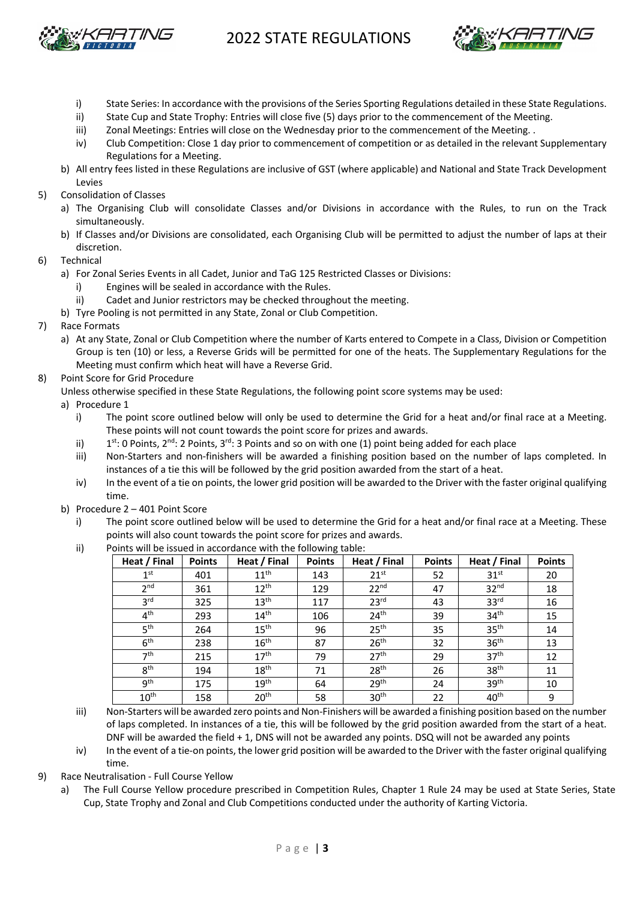i) State Series: In accordance with the provisions of the Series Sporting Regulations detailed in these State Regulations.
ii) State Cup and State Trophy: Entries will close five (5) days prior to the commencement of the Meeting.
iii) Zonal Meetings: Entries will close on the Wednesday prior to the commencement of the Meeting. .
iv) Club Competition: Close 1 day prior to commencement of competition or as detailed in the relevant Supplementary Regulations for a Meeting.

b) All entry fees listed in these Regulations are inclusive of GST (where applicable) and National and State Track Development Levies

5) Consolidation of Classes
   a) The Organising Club will consolidate Classes and/or Divisions in accordance with the Rules, to run on the Track simultaneously.
   b) If Classes and/or Divisions are consolidated, each Organising Club will be permitted to adjust the number of laps at their discretion.

6) Technical
   a) For Zonal Series Events in all Cadet, Junior and TaG 125 Restricted Classes or Divisions:
      i) Engines will be sealed in accordance with the Rules.
      ii) Cadet and Junior restrictors may be checked throughout the meeting.
   b) Tyre Pooling is not permitted in any State, Zonal or Club Competition.

7) Race Formats
   a) At any State, Zonal or Club Competition where the number of Karts entered to Compete in a Class, Division or Competition Group is ten (10) or less, a Reverse Grids will be permitted for one of the heats. The Supplementary Regulations for the Meeting must confirm which heat will have a Reverse Grid.

8) Point Score for Grid Procedure

   Unless otherwise specified in these State Regulations, the following point score systems may be used:

   a) Procedure 1
      i) The point score outlined below will only be used to determine the Grid for a heat and/or final race at a Meeting. These points will not count towards the point score for prizes and awards.
      ii) 1st: 0 Points, 2nd: 2 Points, 3rd: 3 Points and so on with one (1) point being added for each place
      iii) Non-Starters and non-finishers will be awarded a finishing position based on the number of laps completed. In instances of a tie this will be followed by the grid position awarded from the start of a heat.
      iv) In the event of a tie on points, the lower grid position will be awarded to the Driver with the faster original qualifying time.

   b) Procedure 2 – 401 Point Score
      i) The point score outlined below will be used to determine the Grid for a heat and/or final race at a Meeting. These points will also count towards the point score for prizes and awards.
      ii) Points will be issued in accordance with the following table:

| Heat / Final | Points | Heat / Final | Points | Heat / Final | Points | Heat / Final | Points |
|---|---|---|---|---|---|---|---|
| 1st | 401 | 11th | 143 | 21st | 52 | 31st | 20 |
| 2nd | 361 | 12th | 129 | 22nd | 47 | 32nd | 18 |
| 3rd | 325 | 13th | 117 | 23rd | 43 | 33rd | 16 |
| 4th | 293 | 14th | 106 | 24th | 39 | 34th | 15 |
| 5th | 264 | 15th | 96 | 25th | 35 | 35th | 14 |
| 6th | 238 | 16th | 87 | 26th | 32 | 36th | 13 |
| 7th | 215 | 17th | 79 | 27th | 29 | 37th | 12 |
| 8th | 194 | 18th | 71 | 28th | 26 | 38th | 11 |
| 9th | 175 | 19th | 64 | 29th | 24 | 39th | 10 |
| 10th | 158 | 20th | 58 | 30th | 22 | 40th | 9 |

      iii) Non-Starters will be awarded zero points and Non-Finishers will be awarded a finishing position based on the number of laps completed. In instances of a tie, this will be followed by the grid position awarded from the start of a heat. DNF will be awarded the field + 1, DNS will not be awarded any points. DSQ will not be awarded any points
      iv) In the event of a tie-on points, the lower grid position will be awarded to the Driver with the faster original qualifying time.

9) Race Neutralisation - Full Course Yellow
   a) The Full Course Yellow procedure prescribed in Competition Rules, Chapter 1 Rule 24 may be used at State Series, State Cup, State Trophy and Zonal and Club Competitions conducted under the authority of Karting Victoria.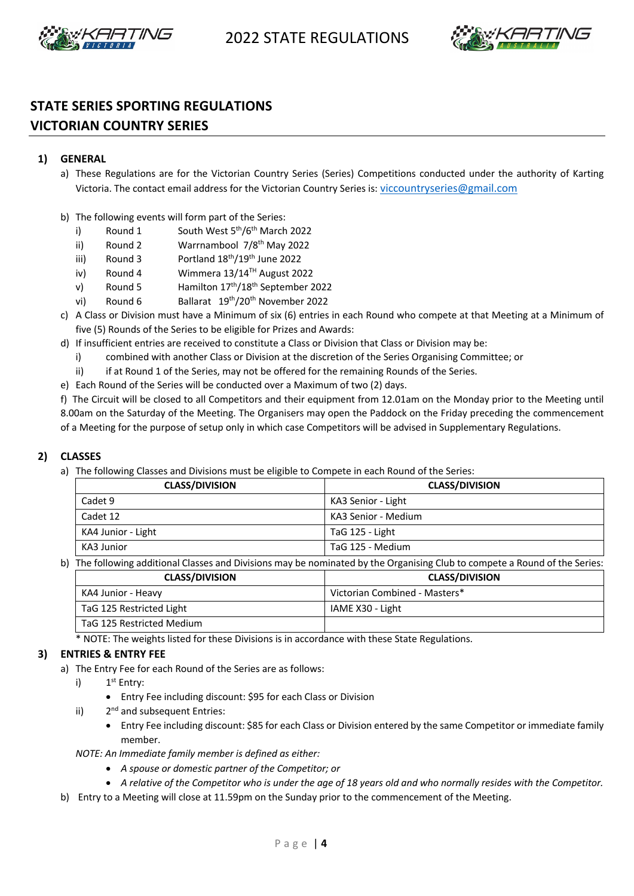## STATE SERIES SPORTING REGULATIONS
## VICTORIAN COUNTRY SERIES

### 1) GENERAL

a) These Regulations are for the Victorian Country Series (Series) Competitions conducted under the authority of Karting Victoria. The contact email address for the Victorian Country Series is: viccountryseries@gmail.com

b) The following events will form part of the Series:
   - i) Round 1 South West 5th/6th March 2022
   - ii) Round 2 Warrnambool 7/8th May 2022
   - iii) Round 3 Portland 18th/19th June 2022
   - iv) Round 4 Wimmera 13/14TH August 2022
   - v) Round 5 Hamilton 17th/18th September 2022
   - vi) Round 6 Ballarat 19th/20th November 2022

c) A Class or Division must have a Minimum of six (6) entries in each Round who compete at that Meeting at a Minimum of five (5) Rounds of the Series to be eligible for Prizes and Awards:

d) If insufficient entries are received to constitute a Class or Division that Class or Division may be:
   - i) combined with another Class or Division at the discretion of the Series Organising Committee; or
   - ii) if at Round 1 of the Series, may not be offered for the remaining Rounds of the Series.

e) Each Round of the Series will be conducted over a Maximum of two (2) days.

f) The Circuit will be closed to all Competitors and their equipment from 12.01am on the Monday prior to the Meeting until 8.00am on the Saturday of the Meeting. The Organisers may open the Paddock on the Friday preceding the commencement of a Meeting for the purpose of setup only in which case Competitors will be advised in Supplementary Regulations.

### 2) CLASSES

a) The following Classes and Divisions must be eligible to Compete in each Round of the Series:

| CLASS/DIVISION | CLASS/DIVISION |
|---|---|
| Cadet 9 | KA3 Senior - Light |
| Cadet 12 | KA3 Senior - Medium |
| KA4 Junior - Light | TaG 125 - Light |
| KA3 Junior | TaG 125 - Medium |

b) The following additional Classes and Divisions may be nominated by the Organising Club to compete a Round of the Series:

| CLASS/DIVISION | CLASS/DIVISION |
|---|---|
| KA4 Junior - Heavy | Victorian Combined - Masters* |
| TaG 125 Restricted Light | IAME X30 - Light |
| TaG 125 Restricted Medium | |

\* NOTE: The weights listed for these Divisions is in accordance with these State Regulations.

### 3) ENTRIES & ENTRY FEE

a) The Entry Fee for each Round of the Series are as follows:
   - i) 1st Entry:
     - Entry Fee including discount: $95 for each Class or Division
   - ii) 2nd and subsequent Entries:
     - Entry Fee including discount: $85 for each Class or Division entered by the same Competitor or immediate family member.

   *NOTE: An Immediate family member is defined as either:*
   - *A spouse or domestic partner of the Competitor; or*
   - *A relative of the Competitor who is under the age of 18 years old and who normally resides with the Competitor.*

b) Entry to a Meeting will close at 11.59pm on the Sunday prior to the commencement of the Meeting.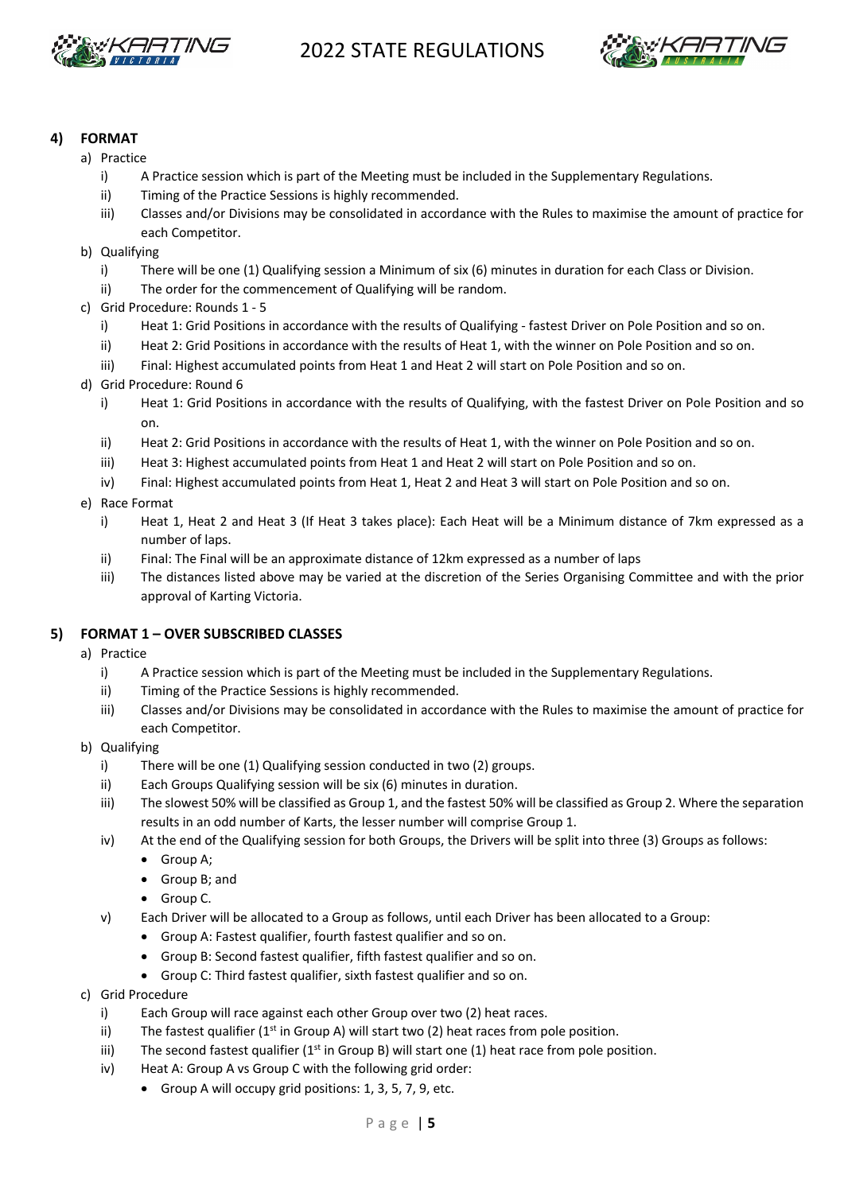## 4) FORMAT

a) Practice

   i) A Practice session which is part of the Meeting must be included in the Supplementary Regulations.

   ii) Timing of the Practice Sessions is highly recommended.

   iii) Classes and/or Divisions may be consolidated in accordance with the Rules to maximise the amount of practice for each Competitor.

b) Qualifying

   i) There will be one (1) Qualifying session a Minimum of six (6) minutes in duration for each Class or Division.

   ii) The order for the commencement of Qualifying will be random.

c) Grid Procedure: Rounds 1 - 5

   i) Heat 1: Grid Positions in accordance with the results of Qualifying - fastest Driver on Pole Position and so on.

   ii) Heat 2: Grid Positions in accordance with the results of Heat 1, with the winner on Pole Position and so on.

   iii) Final: Highest accumulated points from Heat 1 and Heat 2 will start on Pole Position and so on.

d) Grid Procedure: Round 6

   i) Heat 1: Grid Positions in accordance with the results of Qualifying, with the fastest Driver on Pole Position and so on.

   ii) Heat 2: Grid Positions in accordance with the results of Heat 1, with the winner on Pole Position and so on.

   iii) Heat 3: Highest accumulated points from Heat 1 and Heat 2 will start on Pole Position and so on.

   iv) Final: Highest accumulated points from Heat 1, Heat 2 and Heat 3 will start on Pole Position and so on.

e) Race Format

   i) Heat 1, Heat 2 and Heat 3 (If Heat 3 takes place): Each Heat will be a Minimum distance of 7km expressed as a number of laps.

   ii) Final: The Final will be an approximate distance of 12km expressed as a number of laps

   iii) The distances listed above may be varied at the discretion of the Series Organising Committee and with the prior approval of Karting Victoria.

## 5) FORMAT 1 – OVER SUBSCRIBED CLASSES

a) Practice

   i) A Practice session which is part of the Meeting must be included in the Supplementary Regulations.

   ii) Timing of the Practice Sessions is highly recommended.

   iii) Classes and/or Divisions may be consolidated in accordance with the Rules to maximise the amount of practice for each Competitor.

b) Qualifying

   i) There will be one (1) Qualifying session conducted in two (2) groups.

   ii) Each Groups Qualifying session will be six (6) minutes in duration.

   iii) The slowest 50% will be classified as Group 1, and the fastest 50% will be classified as Group 2. Where the separation results in an odd number of Karts, the lesser number will comprise Group 1.

   iv) At the end of the Qualifying session for both Groups, the Drivers will be split into three (3) Groups as follows:
      - Group A;
      - Group B; and
      - Group C.

   v) Each Driver will be allocated to a Group as follows, until each Driver has been allocated to a Group:
      - Group A: Fastest qualifier, fourth fastest qualifier and so on.
      - Group B: Second fastest qualifier, fifth fastest qualifier and so on.
      - Group C: Third fastest qualifier, sixth fastest qualifier and so on.

c) Grid Procedure

   i) Each Group will race against each other Group over two (2) heat races.

   ii) The fastest qualifier (1st in Group A) will start two (2) heat races from pole position.

   iii) The second fastest qualifier (1st in Group B) will start one (1) heat race from pole position.

   iv) Heat A: Group A vs Group C with the following grid order:
      - Group A will occupy grid positions: 1, 3, 5, 7, 9, etc.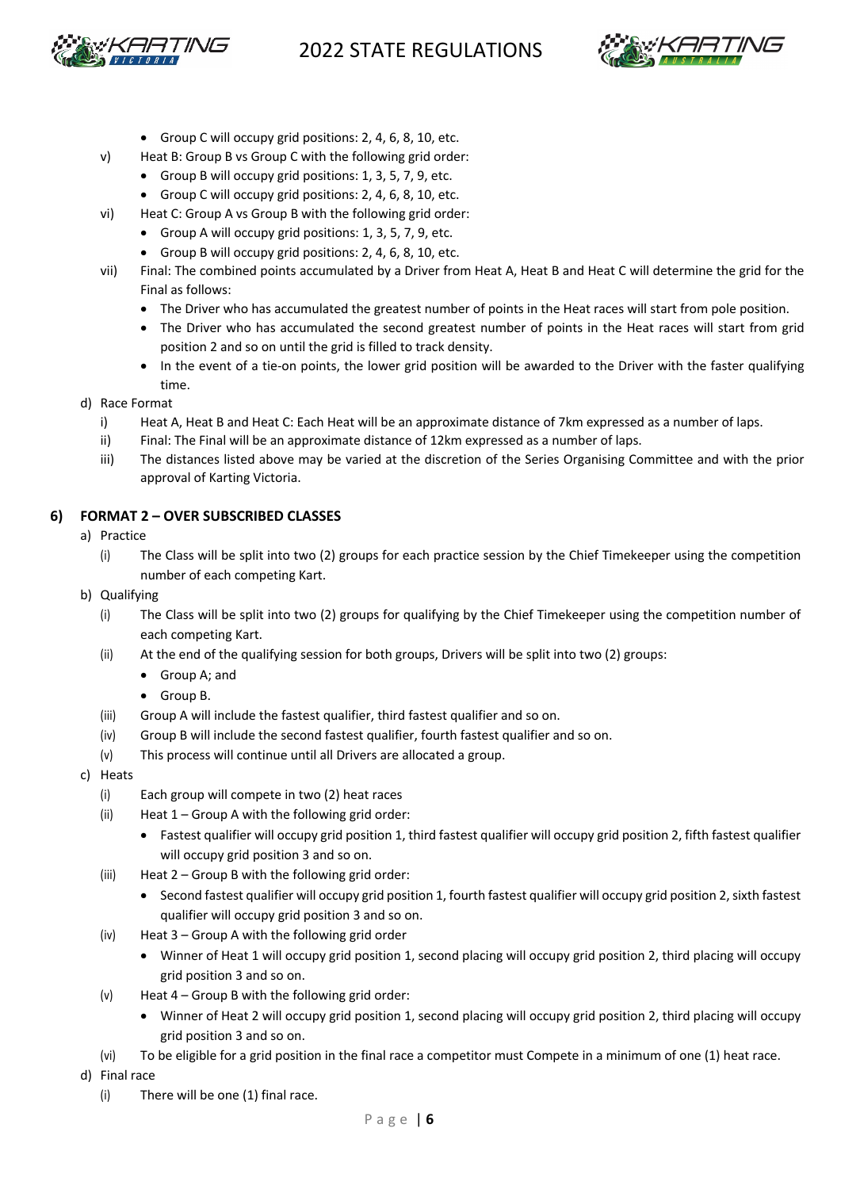- Group C will occupy grid positions: 2, 4, 6, 8, 10, etc.

v) Heat B: Group B vs Group C with the following grid order:
   - Group B will occupy grid positions: 1, 3, 5, 7, 9, etc.
   - Group C will occupy grid positions: 2, 4, 6, 8, 10, etc.

vi) Heat C: Group A vs Group B with the following grid order:
   - Group A will occupy grid positions: 1, 3, 5, 7, 9, etc.
   - Group B will occupy grid positions: 2, 4, 6, 8, 10, etc.

vii) Final: The combined points accumulated by a Driver from Heat A, Heat B and Heat C will determine the grid for the Final as follows:
   - The Driver who has accumulated the greatest number of points in the Heat races will start from pole position.
   - The Driver who has accumulated the second greatest number of points in the Heat races will start from grid position 2 and so on until the grid is filled to track density.
   - In the event of a tie-on points, the lower grid position will be awarded to the Driver with the faster qualifying time.

d) Race Format
   i) Heat A, Heat B and Heat C: Each Heat will be an approximate distance of 7km expressed as a number of laps.
   ii) Final: The Final will be an approximate distance of 12km expressed as a number of laps.
   iii) The distances listed above may be varied at the discretion of the Series Organising Committee and with the prior approval of Karting Victoria.

## 6) FORMAT 2 – OVER SUBSCRIBED CLASSES

a) Practice
   (i) The Class will be split into two (2) groups for each practice session by the Chief Timekeeper using the competition number of each competing Kart.

b) Qualifying
   (i) The Class will be split into two (2) groups for qualifying by the Chief Timekeeper using the competition number of each competing Kart.
   (ii) At the end of the qualifying session for both groups, Drivers will be split into two (2) groups:
   - Group A; and
   - Group B.

   (iii) Group A will include the fastest qualifier, third fastest qualifier and so on.
   (iv) Group B will include the second fastest qualifier, fourth fastest qualifier and so on.
   (v) This process will continue until all Drivers are allocated a group.

c) Heats
   (i) Each group will compete in two (2) heat races
   (ii) Heat 1 – Group A with the following grid order:
   - Fastest qualifier will occupy grid position 1, third fastest qualifier will occupy grid position 2, fifth fastest qualifier will occupy grid position 3 and so on.

   (iii) Heat 2 – Group B with the following grid order:
   - Second fastest qualifier will occupy grid position 1, fourth fastest qualifier will occupy grid position 2, sixth fastest qualifier will occupy grid position 3 and so on.

   (iv) Heat 3 – Group A with the following grid order
   - Winner of Heat 1 will occupy grid position 1, second placing will occupy grid position 2, third placing will occupy grid position 3 and so on.

   (v) Heat 4 – Group B with the following grid order:
   - Winner of Heat 2 will occupy grid position 1, second placing will occupy grid position 2, third placing will occupy grid position 3 and so on.

   (vi) To be eligible for a grid position in the final race a competitor must Compete in a minimum of one (1) heat race.

d) Final race
   (i) There will be one (1) final race.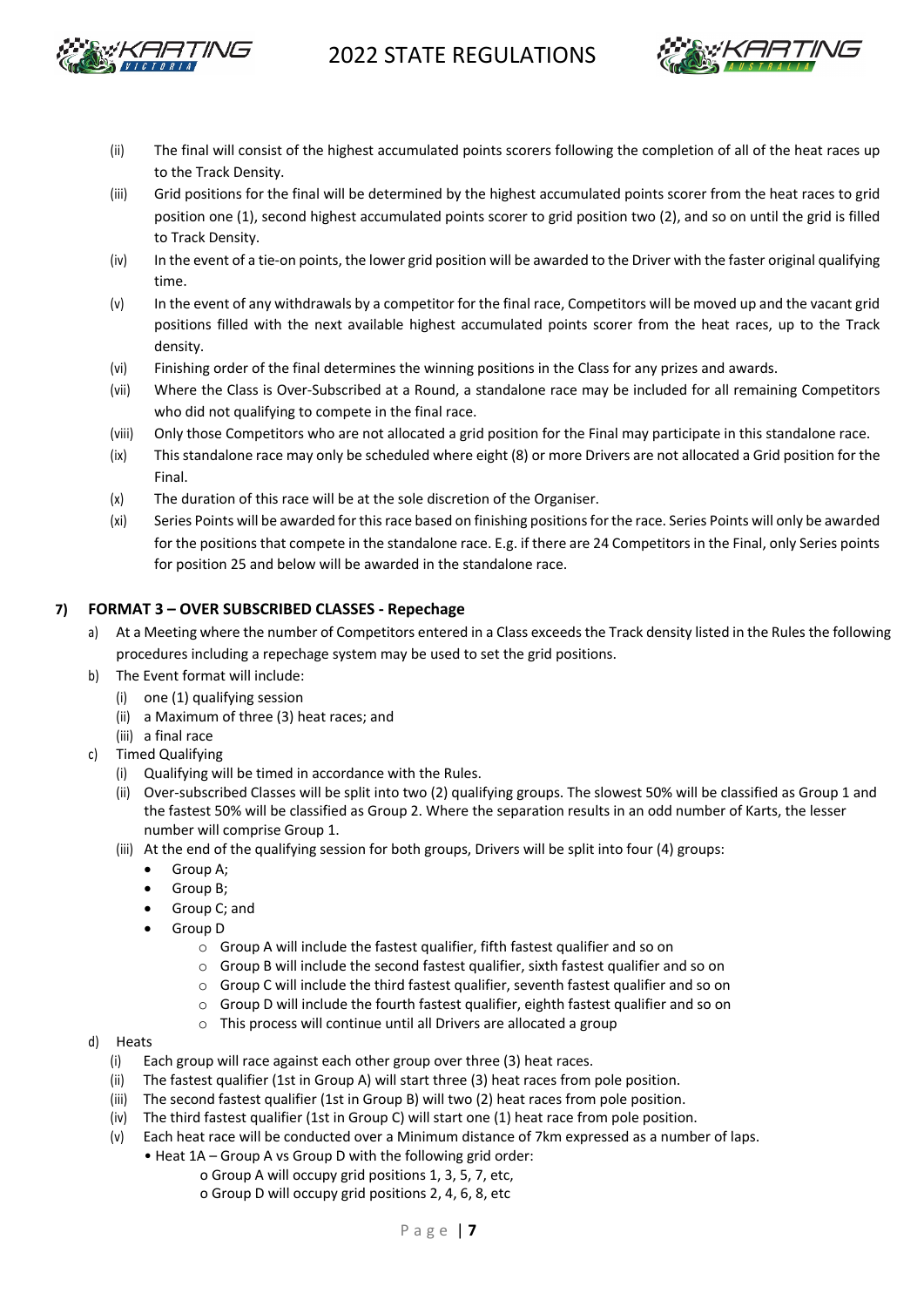(ii) The final will consist of the highest accumulated points scorers following the completion of all of the heat races up to the Track Density.

(iii) Grid positions for the final will be determined by the highest accumulated points scorer from the heat races to grid position one (1), second highest accumulated points scorer to grid position two (2), and so on until the grid is filled to Track Density.

(iv) In the event of a tie-on points, the lower grid position will be awarded to the Driver with the faster original qualifying time.

(v) In the event of any withdrawals by a competitor for the final race, Competitors will be moved up and the vacant grid positions filled with the next available highest accumulated points scorer from the heat races, up to the Track density.

(vi) Finishing order of the final determines the winning positions in the Class for any prizes and awards.

(vii) Where the Class is Over-Subscribed at a Round, a standalone race may be included for all remaining Competitors who did not qualifying to compete in the final race.

(viii) Only those Competitors who are not allocated a grid position for the Final may participate in this standalone race.

(ix) This standalone race may only be scheduled where eight (8) or more Drivers are not allocated a Grid position for the Final.

(x) The duration of this race will be at the sole discretion of the Organiser.

(xi) Series Points will be awarded for this race based on finishing positions for the race. Series Points will only be awarded for the positions that compete in the standalone race. E.g. if there are 24 Competitors in the Final, only Series points for position 25 and below will be awarded in the standalone race.

## 7) FORMAT 3 – OVER SUBSCRIBED CLASSES - Repechage

a) At a Meeting where the number of Competitors entered in a Class exceeds the Track density listed in the Rules the following procedures including a repechage system may be used to set the grid positions.

b) The Event format will include:
   (i) one (1) qualifying session
   (ii) a Maximum of three (3) heat races; and
   (iii) a final race

c) Timed Qualifying
   (i) Qualifying will be timed in accordance with the Rules.
   (ii) Over-subscribed Classes will be split into two (2) qualifying groups. The slowest 50% will be classified as Group 1 and the fastest 50% will be classified as Group 2. Where the separation results in an odd number of Karts, the lesser number will comprise Group 1.
   (iii) At the end of the qualifying session for both groups, Drivers will be split into four (4) groups:
   - Group A;
   - Group B;
   - Group C; and
   - Group D
     - Group A will include the fastest qualifier, fifth fastest qualifier and so on
     - Group B will include the second fastest qualifier, sixth fastest qualifier and so on
     - Group C will include the third fastest qualifier, seventh fastest qualifier and so on
     - Group D will include the fourth fastest qualifier, eighth fastest qualifier and so on
     - This process will continue until all Drivers are allocated a group

d) Heats
   (i) Each group will race against each other group over three (3) heat races.
   (ii) The fastest qualifier (1st in Group A) will start three (3) heat races from pole position.
   (iii) The second fastest qualifier (1st in Group B) will two (2) heat races from pole position.
   (iv) The third fastest qualifier (1st in Group C) will start one (1) heat race from pole position.
   (v) Each heat race will be conducted over a Minimum distance of 7km expressed as a number of laps.
   - Heat 1A – Group A vs Group D with the following grid order:
     - Group A will occupy grid positions 1, 3, 5, 7, etc,
     - Group D will occupy grid positions 2, 4, 6, 8, etc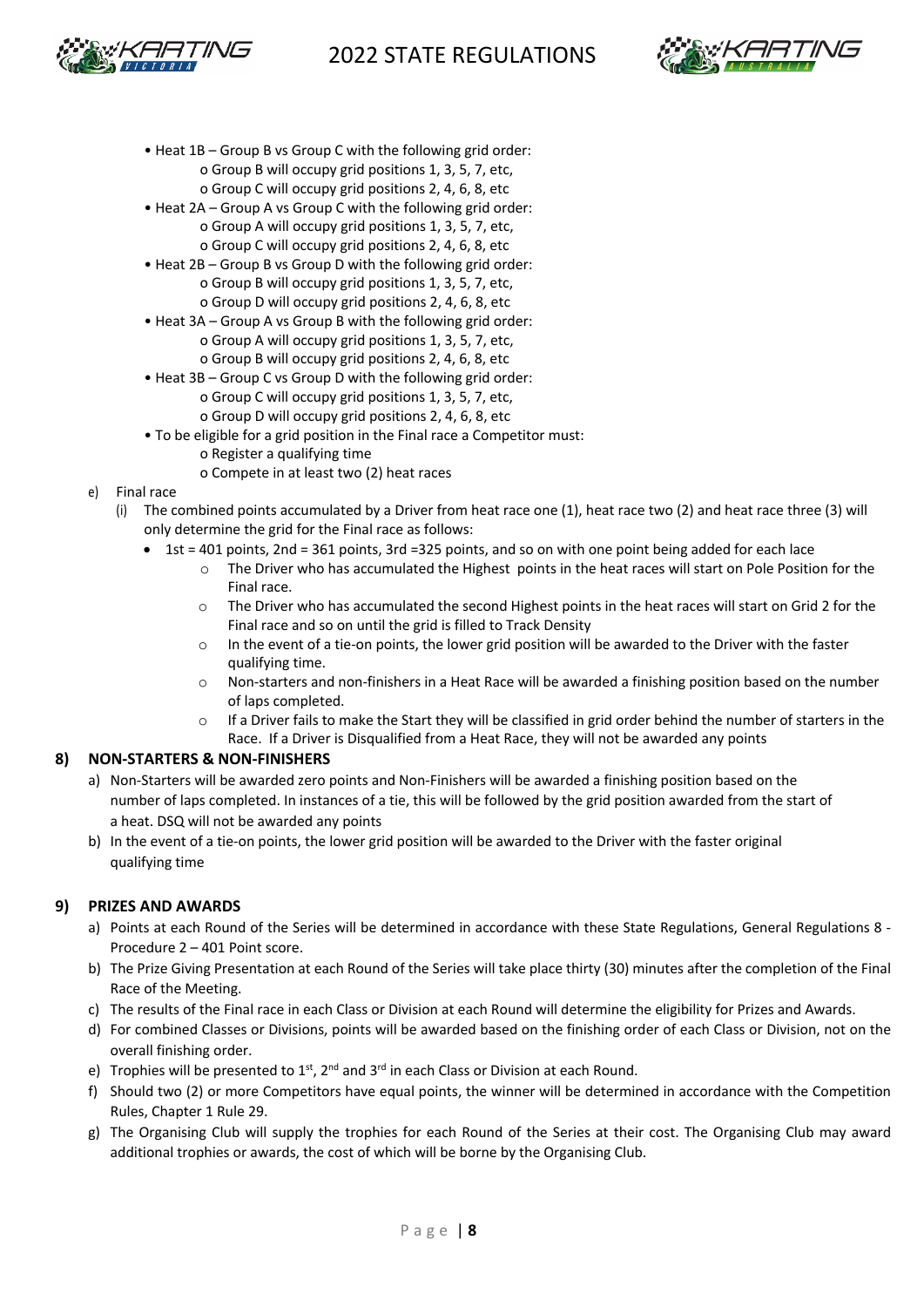- Heat 1B – Group B vs Group C with the following grid order:
  - o Group B will occupy grid positions 1, 3, 5, 7, etc,
  - o Group C will occupy grid positions 2, 4, 6, 8, etc
- Heat 2A – Group A vs Group C with the following grid order:
  - o Group A will occupy grid positions 1, 3, 5, 7, etc,
  - o Group C will occupy grid positions 2, 4, 6, 8, etc
- Heat 2B – Group B vs Group D with the following grid order:
  - o Group B will occupy grid positions 1, 3, 5, 7, etc,
  - o Group D will occupy grid positions 2, 4, 6, 8, etc
- Heat 3A – Group A vs Group B with the following grid order:
  - o Group A will occupy grid positions 1, 3, 5, 7, etc,
  - o Group B will occupy grid positions 2, 4, 6, 8, etc
- Heat 3B – Group C vs Group D with the following grid order:
  - o Group C will occupy grid positions 1, 3, 5, 7, etc,
  - o Group D will occupy grid positions 2, 4, 6, 8, etc
- To be eligible for a grid position in the Final race a Competitor must:
  - o Register a qualifying time
  - o Compete in at least two (2) heat races

e) Final race

(i) The combined points accumulated by a Driver from heat race one (1), heat race two (2) and heat race three (3) will only determine the grid for the Final race as follows:

- 1st = 401 points, 2nd = 361 points, 3rd =325 points, and so on with one point being added for each lace
  - The Driver who has accumulated the Highest points in the heat races will start on Pole Position for the Final race.
  - The Driver who has accumulated the second Highest points in the heat races will start on Grid 2 for the Final race and so on until the grid is filled to Track Density
  - In the event of a tie-on points, the lower grid position will be awarded to the Driver with the faster qualifying time.
  - Non-starters and non-finishers in a Heat Race will be awarded a finishing position based on the number of laps completed.
  - If a Driver fails to make the Start they will be classified in grid order behind the number of starters in the Race. If a Driver is Disqualified from a Heat Race, they will not be awarded any points

## 8) NON-STARTERS & NON-FINISHERS

a) Non-Starters will be awarded zero points and Non-Finishers will be awarded a finishing position based on the number of laps completed. In instances of a tie, this will be followed by the grid position awarded from the start of a heat. DSQ will not be awarded any points

b) In the event of a tie-on points, the lower grid position will be awarded to the Driver with the faster original qualifying time

## 9) PRIZES AND AWARDS

a) Points at each Round of the Series will be determined in accordance with these State Regulations, General Regulations 8 - Procedure 2 – 401 Point score.

b) The Prize Giving Presentation at each Round of the Series will take place thirty (30) minutes after the completion of the Final Race of the Meeting.

c) The results of the Final race in each Class or Division at each Round will determine the eligibility for Prizes and Awards.

d) For combined Classes or Divisions, points will be awarded based on the finishing order of each Class or Division, not on the overall finishing order.

e) Trophies will be presented to 1st, 2nd and 3rd in each Class or Division at each Round.

f) Should two (2) or more Competitors have equal points, the winner will be determined in accordance with the Competition Rules, Chapter 1 Rule 29.

g) The Organising Club will supply the trophies for each Round of the Series at their cost. The Organising Club may award additional trophies or awards, the cost of which will be borne by the Organising Club.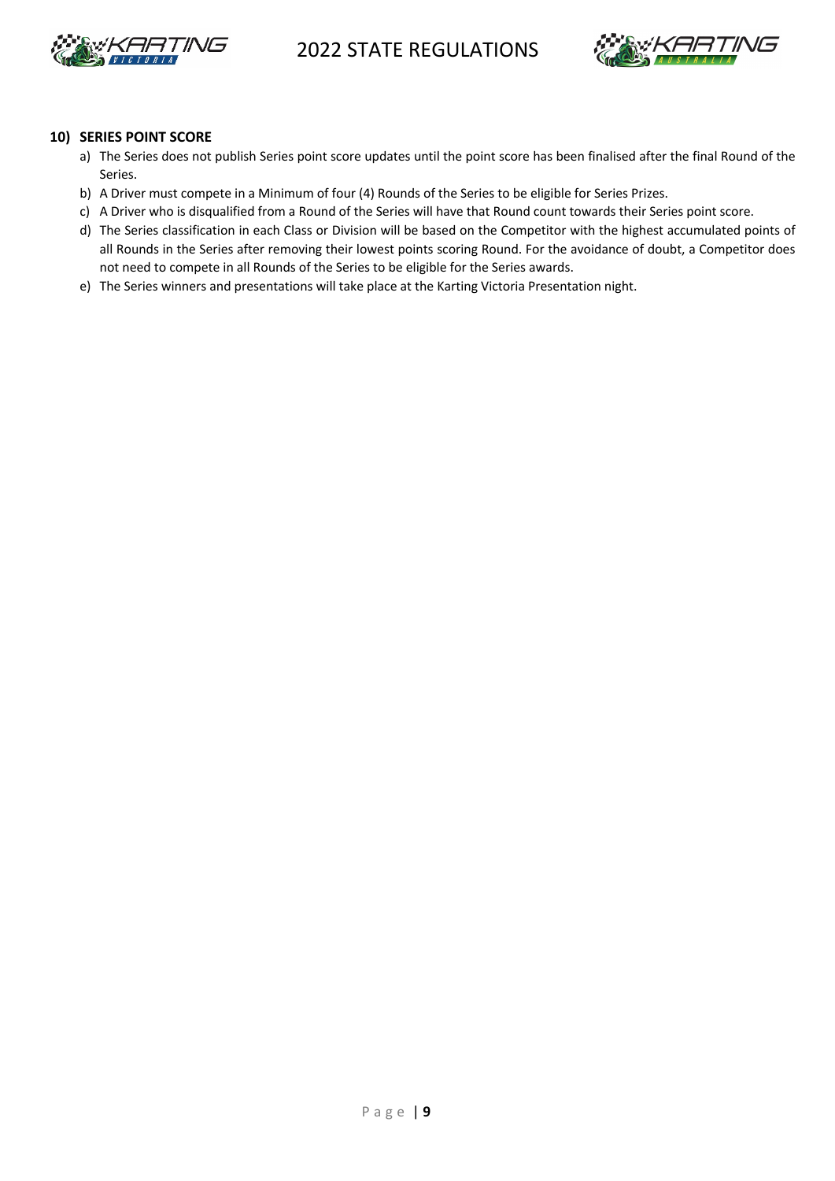## 10) SERIES POINT SCORE

a) The Series does not publish Series point score updates until the point score has been finalised after the final Round of the Series.

b) A Driver must compete in a Minimum of four (4) Rounds of the Series to be eligible for Series Prizes.

c) A Driver who is disqualified from a Round of the Series will have that Round count towards their Series point score.

d) The Series classification in each Class or Division will be based on the Competitor with the highest accumulated points of all Rounds in the Series after removing their lowest points scoring Round. For the avoidance of doubt, a Competitor does not need to compete in all Rounds of the Series to be eligible for the Series awards.

e) The Series winners and presentations will take place at the Karting Victoria Presentation night.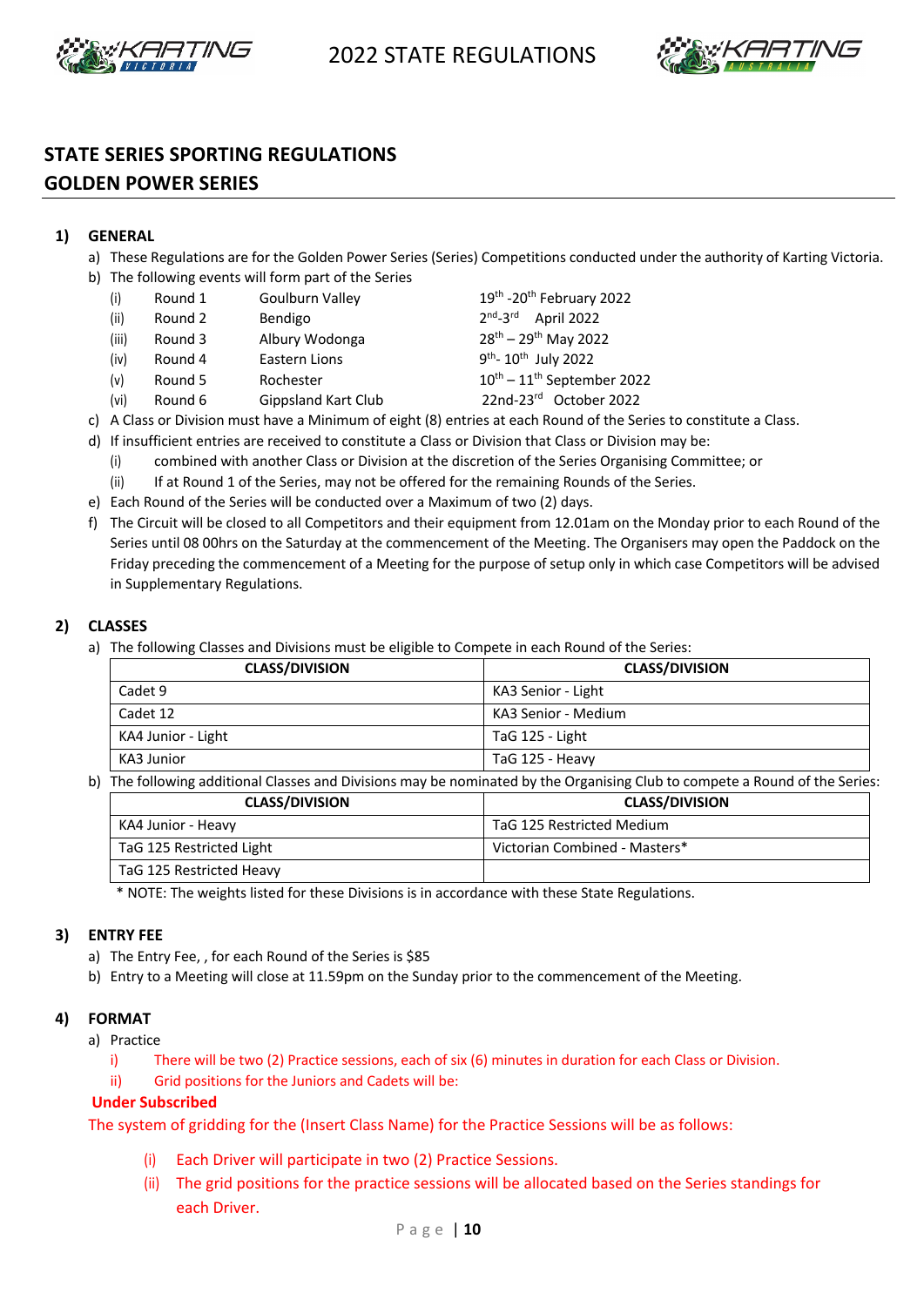## STATE SERIES SPORTING REGULATIONS
## GOLDEN POWER SERIES

### 1) GENERAL

a) These Regulations are for the Golden Power Series (Series) Competitions conducted under the authority of Karting Victoria.

b) The following events will form part of the Series

| | | | |
|---|---|---|---|
| (i) | Round 1 | Goulburn Valley | 19th -20th February 2022 |
| (ii) | Round 2 | Bendigo | 2nd-3rd April 2022 |
| (iii) | Round 3 | Albury Wodonga | 28th – 29th May 2022 |
| (iv) | Round 4 | Eastern Lions | 9th- 10th July 2022 |
| (v) | Round 5 | Rochester | 10th – 11th September 2022 |
| (vi) | Round 6 | Gippsland Kart Club | 22nd-23rd October 2022 |

c) A Class or Division must have a Minimum of eight (8) entries at each Round of the Series to constitute a Class.

d) If insufficient entries are received to constitute a Class or Division that Class or Division may be:
   - (i) combined with another Class or Division at the discretion of the Series Organising Committee; or
   - (ii) If at Round 1 of the Series, may not be offered for the remaining Rounds of the Series.

e) Each Round of the Series will be conducted over a Maximum of two (2) days.

f) The Circuit will be closed to all Competitors and their equipment from 12.01am on the Monday prior to each Round of the Series until 08 00hrs on the Saturday at the commencement of the Meeting. The Organisers may open the Paddock on the Friday preceding the commencement of a Meeting for the purpose of setup only in which case Competitors will be advised in Supplementary Regulations.

### 2) CLASSES

a) The following Classes and Divisions must be eligible to Compete in each Round of the Series:

| CLASS/DIVISION | CLASS/DIVISION |
|---|---|
| Cadet 9 | KA3 Senior - Light |
| Cadet 12 | KA3 Senior - Medium |
| KA4 Junior - Light | TaG 125 - Light |
| KA3 Junior | TaG 125 - Heavy |

b) The following additional Classes and Divisions may be nominated by the Organising Club to compete a Round of the Series:

| CLASS/DIVISION | CLASS/DIVISION |
|---|---|
| KA4 Junior - Heavy | TaG 125 Restricted Medium |
| TaG 125 Restricted Light | Victorian Combined - Masters* |
| TaG 125 Restricted Heavy | |

\* NOTE: The weights listed for these Divisions is in accordance with these State Regulations.

### 3) ENTRY FEE

a) The Entry Fee, , for each Round of the Series is $85

b) Entry to a Meeting will close at 11.59pm on the Sunday prior to the commencement of the Meeting.

### 4) FORMAT

a) Practice
   - i) There will be two (2) Practice sessions, each of six (6) minutes in duration for each Class or Division.
   - ii) Grid positions for the Juniors and Cadets will be:

**Under Subscribed**

The system of gridding for the (Insert Class Name) for the Practice Sessions will be as follows:

- (i) Each Driver will participate in two (2) Practice Sessions.
- (ii) The grid positions for the practice sessions will be allocated based on the Series standings for each Driver.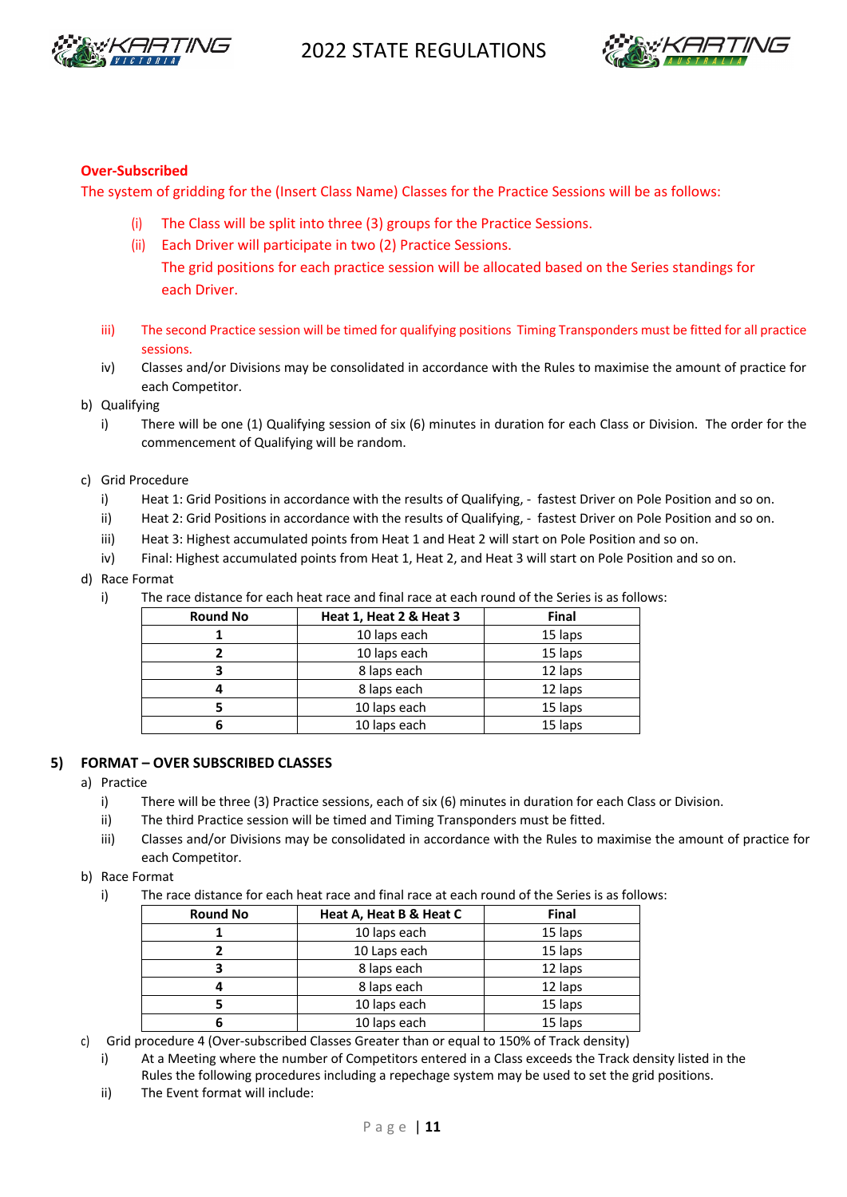**Over-Subscribed**

The system of gridding for the (Insert Class Name) Classes for the Practice Sessions will be as follows:

(i) The Class will be split into three (3) groups for the Practice Sessions.

(ii) Each Driver will participate in two (2) Practice Sessions.
The grid positions for each practice session will be allocated based on the Series standings for each Driver.

iii) The second Practice session will be timed for qualifying positions Timing Transponders must be fitted for all practice sessions.

iv) Classes and/or Divisions may be consolidated in accordance with the Rules to maximise the amount of practice for each Competitor.

b) Qualifying

i) There will be one (1) Qualifying session of six (6) minutes in duration for each Class or Division. The order for the commencement of Qualifying will be random.

c) Grid Procedure

i) Heat 1: Grid Positions in accordance with the results of Qualifying, - fastest Driver on Pole Position and so on.

ii) Heat 2: Grid Positions in accordance with the results of Qualifying, - fastest Driver on Pole Position and so on.

iii) Heat 3: Highest accumulated points from Heat 1 and Heat 2 will start on Pole Position and so on.

iv) Final: Highest accumulated points from Heat 1, Heat 2, and Heat 3 will start on Pole Position and so on.

d) Race Format

i) The race distance for each heat race and final race at each round of the Series is as follows:

| Round No | Heat 1, Heat 2 & Heat 3 | Final |
|---|---|---|
| 1 | 10 laps each | 15 laps |
| 2 | 10 laps each | 15 laps |
| 3 | 8 laps each | 12 laps |
| 4 | 8 laps each | 12 laps |
| 5 | 10 laps each | 15 laps |
| 6 | 10 laps each | 15 laps |

## 5) FORMAT – OVER SUBSCRIBED CLASSES

a) Practice

i) There will be three (3) Practice sessions, each of six (6) minutes in duration for each Class or Division.

ii) The third Practice session will be timed and Timing Transponders must be fitted.

iii) Classes and/or Divisions may be consolidated in accordance with the Rules to maximise the amount of practice for each Competitor.

b) Race Format

i) The race distance for each heat race and final race at each round of the Series is as follows:

| Round No | Heat A, Heat B & Heat C | Final |
|---|---|---|
| 1 | 10 laps each | 15 laps |
| 2 | 10 Laps each | 15 laps |
| 3 | 8 laps each | 12 laps |
| 4 | 8 laps each | 12 laps |
| 5 | 10 laps each | 15 laps |
| 6 | 10 laps each | 15 laps |

c) Grid procedure 4 (Over-subscribed Classes Greater than or equal to 150% of Track density)

i) At a Meeting where the number of Competitors entered in a Class exceeds the Track density listed in the Rules the following procedures including a repechage system may be used to set the grid positions.

ii) The Event format will include: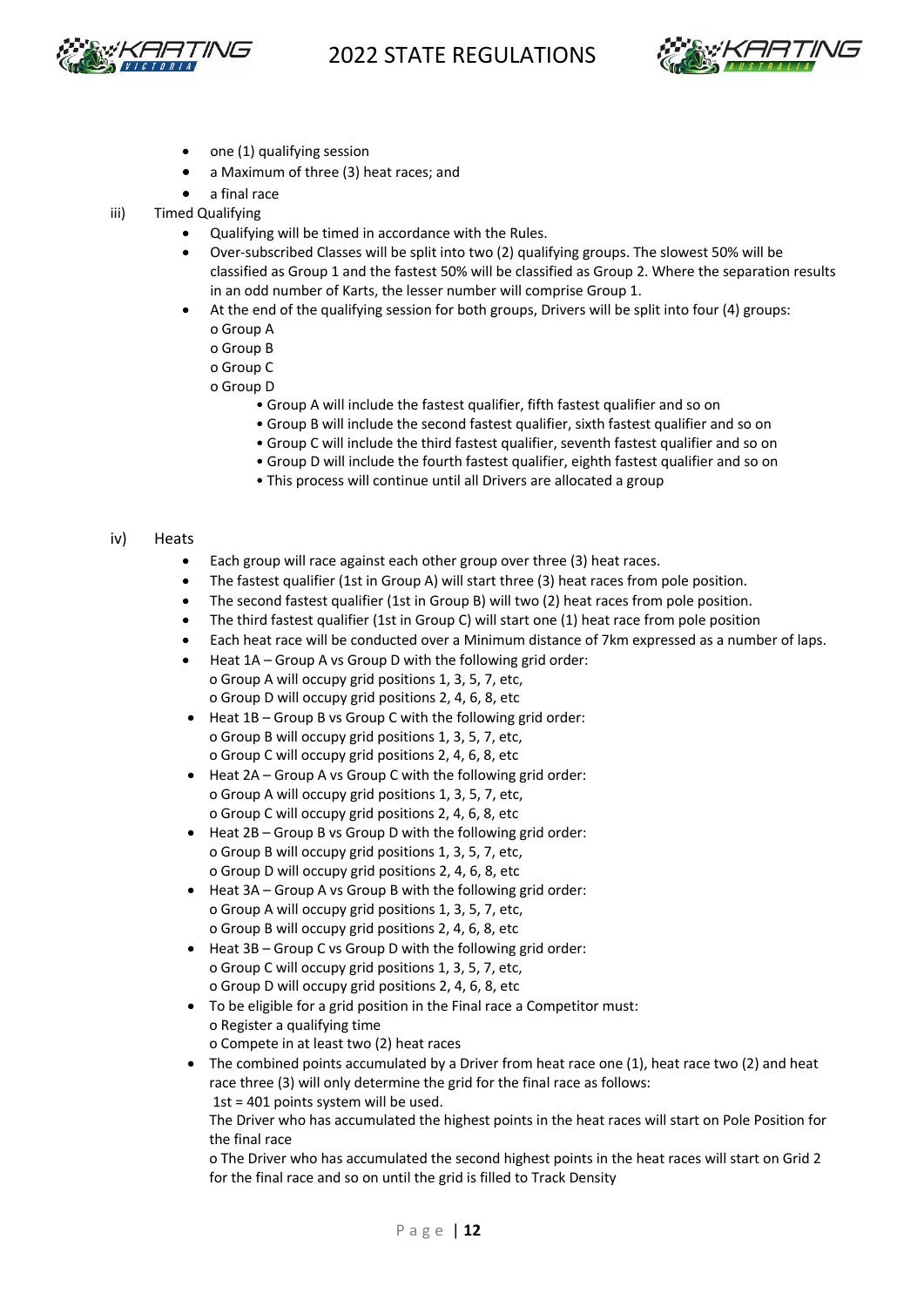- one (1) qualifying session
- a Maximum of three (3) heat races; and
- a final race

iii) Timed Qualifying

- Qualifying will be timed in accordance with the Rules.
- Over-subscribed Classes will be split into two (2) qualifying groups. The slowest 50% will be classified as Group 1 and the fastest 50% will be classified as Group 2. Where the separation results in an odd number of Karts, the lesser number will comprise Group 1.
- At the end of the qualifying session for both groups, Drivers will be split into four (4) groups:
  - o Group A
  - o Group B
  - o Group C
  - o Group D
    - • Group A will include the fastest qualifier, fifth fastest qualifier and so on
    - • Group B will include the second fastest qualifier, sixth fastest qualifier and so on
    - • Group C will include the third fastest qualifier, seventh fastest qualifier and so on
    - • Group D will include the fourth fastest qualifier, eighth fastest qualifier and so on
    - • This process will continue until all Drivers are allocated a group

iv) Heats

- Each group will race against each other group over three (3) heat races.
- The fastest qualifier (1st in Group A) will start three (3) heat races from pole position.
- The second fastest qualifier (1st in Group B) will two (2) heat races from pole position.
- The third fastest qualifier (1st in Group C) will start one (1) heat race from pole position
- Each heat race will be conducted over a Minimum distance of 7km expressed as a number of laps.
- Heat 1A – Group A vs Group D with the following grid order:
  - o Group A will occupy grid positions 1, 3, 5, 7, etc,
  - o Group D will occupy grid positions 2, 4, 6, 8, etc
- Heat 1B – Group B vs Group C with the following grid order:
  - o Group B will occupy grid positions 1, 3, 5, 7, etc,
  - o Group C will occupy grid positions 2, 4, 6, 8, etc
- Heat 2A – Group A vs Group C with the following grid order:
  - o Group A will occupy grid positions 1, 3, 5, 7, etc,
  - o Group C will occupy grid positions 2, 4, 6, 8, etc
- Heat 2B – Group B vs Group D with the following grid order:
  - o Group B will occupy grid positions 1, 3, 5, 7, etc,
  - o Group D will occupy grid positions 2, 4, 6, 8, etc
- Heat 3A – Group A vs Group B with the following grid order:
  - o Group A will occupy grid positions 1, 3, 5, 7, etc,
  - o Group B will occupy grid positions 2, 4, 6, 8, etc
- Heat 3B – Group C vs Group D with the following grid order:
  - o Group C will occupy grid positions 1, 3, 5, 7, etc,
  - o Group D will occupy grid positions 2, 4, 6, 8, etc
- To be eligible for a grid position in the Final race a Competitor must:
  - o Register a qualifying time
  - o Compete in at least two (2) heat races
- The combined points accumulated by a Driver from heat race one (1), heat race two (2) and heat race three (3) will only determine the grid for the final race as follows:
  1st = 401 points system will be used.
  The Driver who has accumulated the highest points in the heat races will start on Pole Position for the final race
  o The Driver who has accumulated the second highest points in the heat races will start on Grid 2 for the final race and so on until the grid is filled to Track Density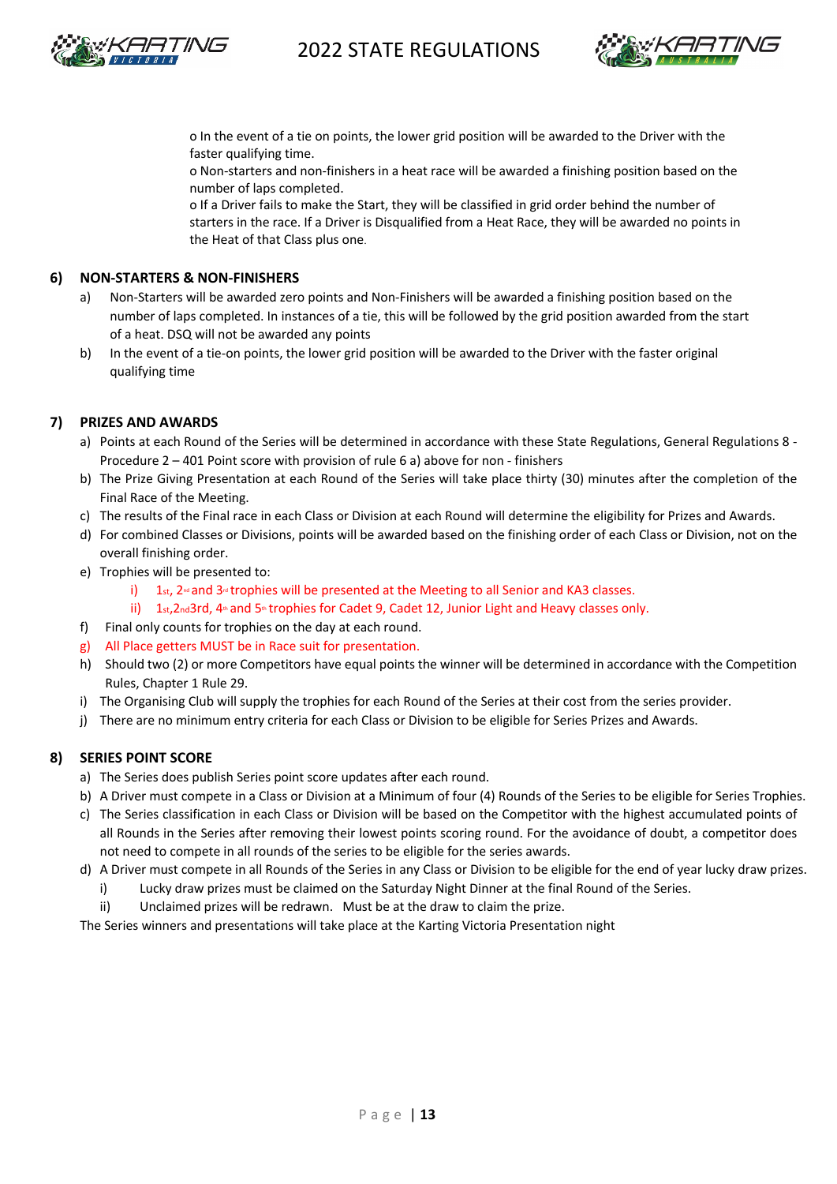o In the event of a tie on points, the lower grid position will be awarded to the Driver with the faster qualifying time.
o Non-starters and non-finishers in a heat race will be awarded a finishing position based on the number of laps completed.
o If a Driver fails to make the Start, they will be classified in grid order behind the number of starters in the race. If a Driver is Disqualified from a Heat Race, they will be awarded no points in the Heat of that Class plus one.

## 6) NON-STARTERS & NON-FINISHERS

a) Non-Starters will be awarded zero points and Non-Finishers will be awarded a finishing position based on the number of laps completed. In instances of a tie, this will be followed by the grid position awarded from the start of a heat. DSQ will not be awarded any points

b) In the event of a tie-on points, the lower grid position will be awarded to the Driver with the faster original qualifying time

## 7) PRIZES AND AWARDS

a) Points at each Round of the Series will be determined in accordance with these State Regulations, General Regulations 8 - Procedure 2 – 401 Point score with provision of rule 6 a) above for non - finishers

b) The Prize Giving Presentation at each Round of the Series will take place thirty (30) minutes after the completion of the Final Race of the Meeting.

c) The results of the Final race in each Class or Division at each Round will determine the eligibility for Prizes and Awards.

d) For combined Classes or Divisions, points will be awarded based on the finishing order of each Class or Division, not on the overall finishing order.

e) Trophies will be presented to:
   - i) 1st, 2nd and 3rd trophies will be presented at the Meeting to all Senior and KA3 classes.
   - ii) 1st,2nd3rd, 4th and 5th trophies for Cadet 9, Cadet 12, Junior Light and Heavy classes only.

f) Final only counts for trophies on the day at each round.

g) All Place getters MUST be in Race suit for presentation.

h) Should two (2) or more Competitors have equal points the winner will be determined in accordance with the Competition Rules, Chapter 1 Rule 29.

i) The Organising Club will supply the trophies for each Round of the Series at their cost from the series provider.

j) There are no minimum entry criteria for each Class or Division to be eligible for Series Prizes and Awards.

## 8) SERIES POINT SCORE

a) The Series does publish Series point score updates after each round.

b) A Driver must compete in a Class or Division at a Minimum of four (4) Rounds of the Series to be eligible for Series Trophies.

c) The Series classification in each Class or Division will be based on the Competitor with the highest accumulated points of all Rounds in the Series after removing their lowest points scoring round. For the avoidance of doubt, a competitor does not need to compete in all rounds of the series to be eligible for the series awards.

d) A Driver must compete in all Rounds of the Series in any Class or Division to be eligible for the end of year lucky draw prizes.
   - i) Lucky draw prizes must be claimed on the Saturday Night Dinner at the final Round of the Series.
   - ii) Unclaimed prizes will be redrawn. Must be at the draw to claim the prize.

The Series winners and presentations will take place at the Karting Victoria Presentation night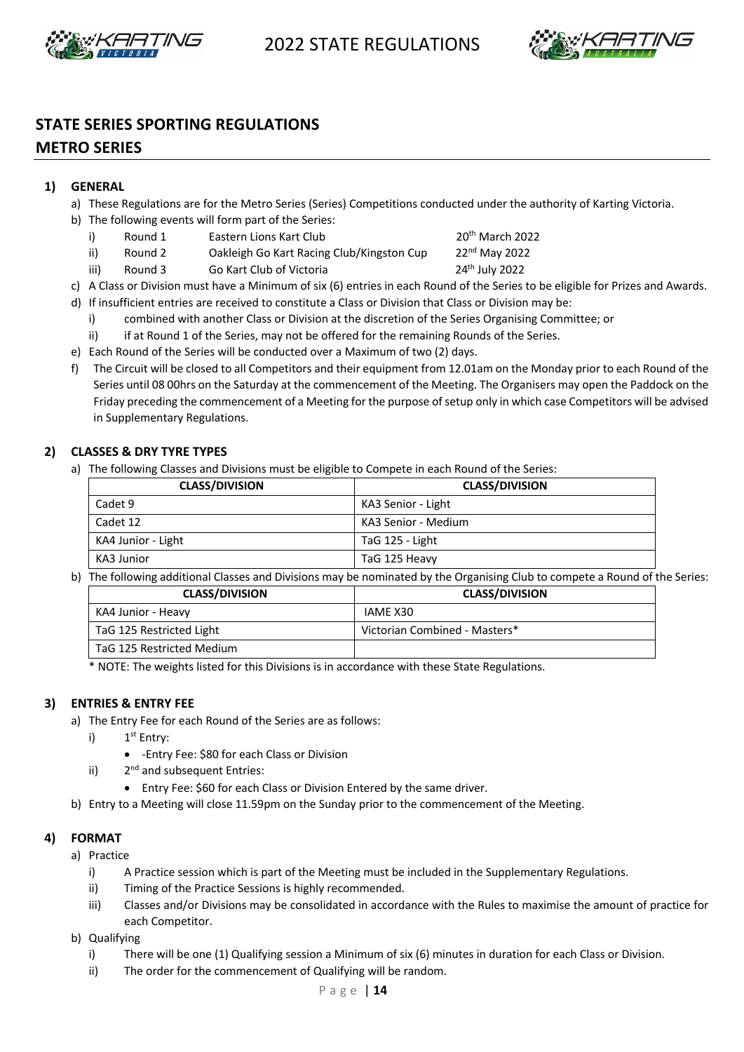## STATE SERIES SPORTING REGULATIONS

## METRO SERIES

### 1) GENERAL

a) These Regulations are for the Metro Series (Series) Competitions conducted under the authority of Karting Victoria.

b) The following events will form part of the Series:

| | | | |
|---|---|---|---|
| i) | Round 1 | Eastern Lions Kart Club | 20th March 2022 |
| ii) | Round 2 | Oakleigh Go Kart Racing Club/Kingston Cup | 22nd May 2022 |
| iii) | Round 3 | Go Kart Club of Victoria | 24th July 2022 |

c) A Class or Division must have a Minimum of six (6) entries in each Round of the Series to be eligible for Prizes and Awards.

d) If insufficient entries are received to constitute a Class or Division that Class or Division may be:

   i) combined with another Class or Division at the discretion of the Series Organising Committee; or

   ii) if at Round 1 of the Series, may not be offered for the remaining Rounds of the Series.

e) Each Round of the Series will be conducted over a Maximum of two (2) days.

f) The Circuit will be closed to all Competitors and their equipment from 12.01am on the Monday prior to each Round of the Series until 08 00hrs on the Saturday at the commencement of the Meeting. The Organisers may open the Paddock on the Friday preceding the commencement of a Meeting for the purpose of setup only in which case Competitors will be advised in Supplementary Regulations.

### 2) CLASSES & DRY TYRE TYPES

a) The following Classes and Divisions must be eligible to Compete in each Round of the Series:

| CLASS/DIVISION | CLASS/DIVISION |
|---|---|
| Cadet 9 | KA3 Senior - Light |
| Cadet 12 | KA3 Senior - Medium |
| KA4 Junior - Light | TaG 125 - Light |
| KA3 Junior | TaG 125 Heavy |

b) The following additional Classes and Divisions may be nominated by the Organising Club to compete a Round of the Series:

| CLASS/DIVISION | CLASS/DIVISION |
|---|---|
| KA4 Junior - Heavy | IAME X30 |
| TaG 125 Restricted Light | Victorian Combined - Masters* |
| TaG 125 Restricted Medium | |

* NOTE: The weights listed for this Divisions is in accordance with these State Regulations.

### 3) ENTRIES & ENTRY FEE

a) The Entry Fee for each Round of the Series are as follows:

   i) 1st Entry:
      - -Entry Fee: $80 for each Class or Division

   ii) 2nd and subsequent Entries:
      - Entry Fee: $60 for each Class or Division Entered by the same driver.

b) Entry to a Meeting will close 11.59pm on the Sunday prior to the commencement of the Meeting.

### 4) FORMAT

a) Practice

   i) A Practice session which is part of the Meeting must be included in the Supplementary Regulations.

   ii) Timing of the Practice Sessions is highly recommended.

   iii) Classes and/or Divisions may be consolidated in accordance with the Rules to maximise the amount of practice for each Competitor.

b) Qualifying

   i) There will be one (1) Qualifying session a Minimum of six (6) minutes in duration for each Class or Division.

   ii) The order for the commencement of Qualifying will be random.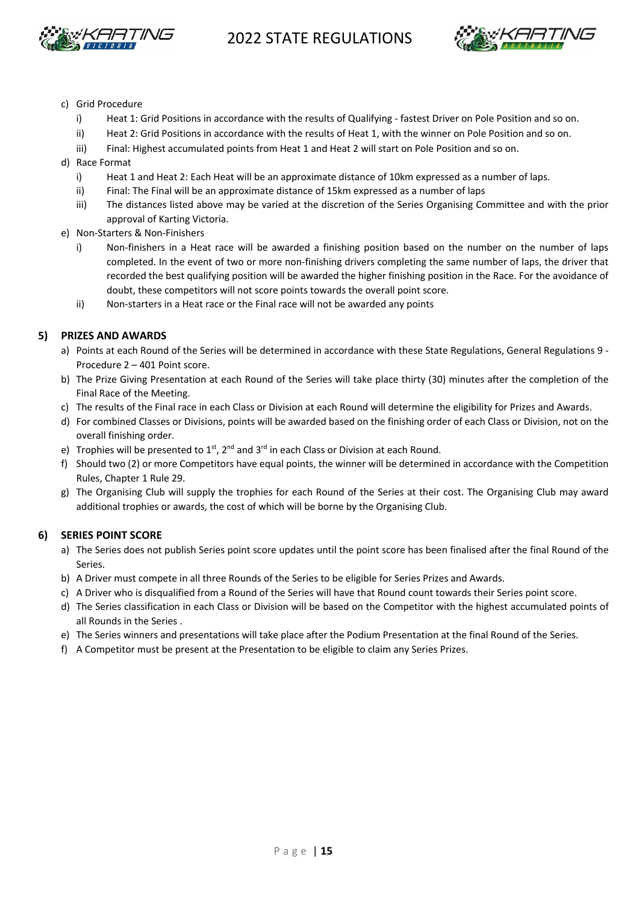c) Grid Procedure
   i) Heat 1: Grid Positions in accordance with the results of Qualifying - fastest Driver on Pole Position and so on.
   ii) Heat 2: Grid Positions in accordance with the results of Heat 1, with the winner on Pole Position and so on.
   iii) Final: Highest accumulated points from Heat 1 and Heat 2 will start on Pole Position and so on.

d) Race Format
   i) Heat 1 and Heat 2: Each Heat will be an approximate distance of 10km expressed as a number of laps.
   ii) Final: The Final will be an approximate distance of 15km expressed as a number of laps
   iii) The distances listed above may be varied at the discretion of the Series Organising Committee and with the prior approval of Karting Victoria.

e) Non-Starters & Non-Finishers
   i) Non-finishers in a Heat race will be awarded a finishing position based on the number on the number of laps completed. In the event of two or more non-finishing drivers completing the same number of laps, the driver that recorded the best qualifying position will be awarded the higher finishing position in the Race. For the avoidance of doubt, these competitors will not score points towards the overall point score.
   ii) Non-starters in a Heat race or the Final race will not be awarded any points

## 5) PRIZES AND AWARDS

a) Points at each Round of the Series will be determined in accordance with these State Regulations, General Regulations 9 - Procedure 2 – 401 Point score.
b) The Prize Giving Presentation at each Round of the Series will take place thirty (30) minutes after the completion of the Final Race of the Meeting.
c) The results of the Final race in each Class or Division at each Round will determine the eligibility for Prizes and Awards.
d) For combined Classes or Divisions, points will be awarded based on the finishing order of each Class or Division, not on the overall finishing order.
e) Trophies will be presented to 1st, 2nd and 3rd in each Class or Division at each Round.
f) Should two (2) or more Competitors have equal points, the winner will be determined in accordance with the Competition Rules, Chapter 1 Rule 29.
g) The Organising Club will supply the trophies for each Round of the Series at their cost. The Organising Club may award additional trophies or awards, the cost of which will be borne by the Organising Club.

## 6) SERIES POINT SCORE

a) The Series does not publish Series point score updates until the point score has been finalised after the final Round of the Series.
b) A Driver must compete in all three Rounds of the Series to be eligible for Series Prizes and Awards.
c) A Driver who is disqualified from a Round of the Series will have that Round count towards their Series point score.
d) The Series classification in each Class or Division will be based on the Competitor with the highest accumulated points of all Rounds in the Series .
e) The Series winners and presentations will take place after the Podium Presentation at the final Round of the Series.
f) A Competitor must be present at the Presentation to be eligible to claim any Series Prizes.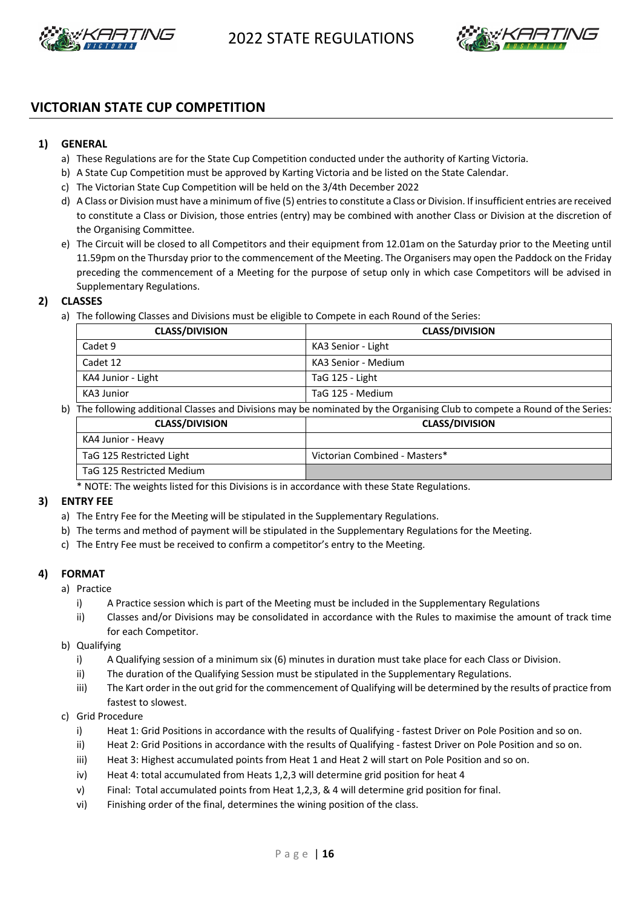## VICTORIAN STATE CUP COMPETITION

### 1) GENERAL

a) These Regulations are for the State Cup Competition conducted under the authority of Karting Victoria.

b) A State Cup Competition must be approved by Karting Victoria and be listed on the State Calendar.

c) The Victorian State Cup Competition will be held on the 3/4th December 2022

d) A Class or Division must have a minimum of five (5) entries to constitute a Class or Division. If insufficient entries are received to constitute a Class or Division, those entries (entry) may be combined with another Class or Division at the discretion of the Organising Committee.

e) The Circuit will be closed to all Competitors and their equipment from 12.01am on the Saturday prior to the Meeting until 11.59pm on the Thursday prior to the commencement of the Meeting. The Organisers may open the Paddock on the Friday preceding the commencement of a Meeting for the purpose of setup only in which case Competitors will be advised in Supplementary Regulations.

### 2) CLASSES

a) The following Classes and Divisions must be eligible to Compete in each Round of the Series:

| CLASS/DIVISION | CLASS/DIVISION |
|---|---|
| Cadet 9 | KA3 Senior - Light |
| Cadet 12 | KA3 Senior - Medium |
| KA4 Junior - Light | TaG 125 - Light |
| KA3 Junior | TaG 125 - Medium |

b) The following additional Classes and Divisions may be nominated by the Organising Club to compete a Round of the Series:

| CLASS/DIVISION | CLASS/DIVISION |
|---|---|
| KA4 Junior - Heavy | |
| TaG 125 Restricted Light | Victorian Combined - Masters* |
| TaG 125 Restricted Medium | |

\* NOTE: The weights listed for this Divisions is in accordance with these State Regulations.

### 3) ENTRY FEE

a) The Entry Fee for the Meeting will be stipulated in the Supplementary Regulations.

b) The terms and method of payment will be stipulated in the Supplementary Regulations for the Meeting.

c) The Entry Fee must be received to confirm a competitor's entry to the Meeting.

### 4) FORMAT

a) Practice

- i) A Practice session which is part of the Meeting must be included in the Supplementary Regulations
- ii) Classes and/or Divisions may be consolidated in accordance with the Rules to maximise the amount of track time for each Competitor.

b) Qualifying

- i) A Qualifying session of a minimum six (6) minutes in duration must take place for each Class or Division.
- ii) The duration of the Qualifying Session must be stipulated in the Supplementary Regulations.
- iii) The Kart order in the out grid for the commencement of Qualifying will be determined by the results of practice from fastest to slowest.

c) Grid Procedure

- i) Heat 1: Grid Positions in accordance with the results of Qualifying - fastest Driver on Pole Position and so on.
- ii) Heat 2: Grid Positions in accordance with the results of Qualifying - fastest Driver on Pole Position and so on.
- iii) Heat 3: Highest accumulated points from Heat 1 and Heat 2 will start on Pole Position and so on.
- iv) Heat 4: total accumulated from Heats 1,2,3 will determine grid position for heat 4
- v) Final: Total accumulated points from Heat 1,2,3, & 4 will determine grid position for final.
- vi) Finishing order of the final, determines the wining position of the class.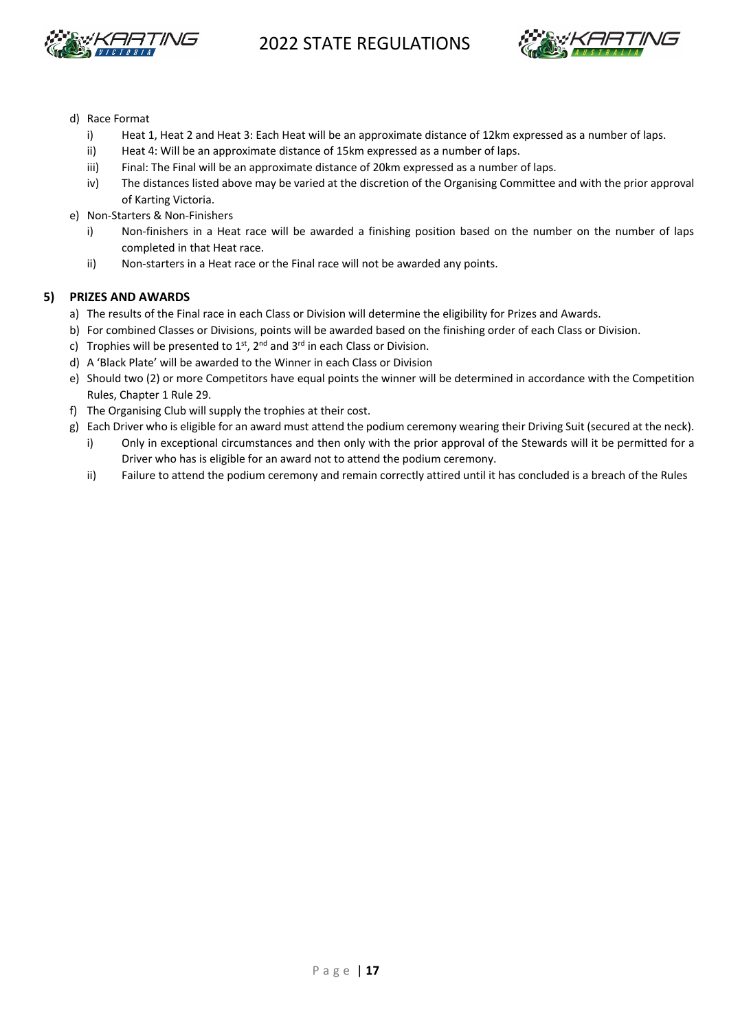d) Race Format
   - i) Heat 1, Heat 2 and Heat 3: Each Heat will be an approximate distance of 12km expressed as a number of laps.
   - ii) Heat 4: Will be an approximate distance of 15km expressed as a number of laps.
   - iii) Final: The Final will be an approximate distance of 20km expressed as a number of laps.
   - iv) The distances listed above may be varied at the discretion of the Organising Committee and with the prior approval of Karting Victoria.

e) Non-Starters & Non-Finishers
   - i) Non-finishers in a Heat race will be awarded a finishing position based on the number on the number of laps completed in that Heat race.
   - ii) Non-starters in a Heat race or the Final race will not be awarded any points.

## 5) PRIZES AND AWARDS

a) The results of the Final race in each Class or Division will determine the eligibility for Prizes and Awards.

b) For combined Classes or Divisions, points will be awarded based on the finishing order of each Class or Division.

c) Trophies will be presented to 1st, 2nd and 3rd in each Class or Division.

d) A 'Black Plate' will be awarded to the Winner in each Class or Division

e) Should two (2) or more Competitors have equal points the winner will be determined in accordance with the Competition Rules, Chapter 1 Rule 29.

f) The Organising Club will supply the trophies at their cost.

g) Each Driver who is eligible for an award must attend the podium ceremony wearing their Driving Suit (secured at the neck).
   - i) Only in exceptional circumstances and then only with the prior approval of the Stewards will it be permitted for a Driver who has is eligible for an award not to attend the podium ceremony.
   - ii) Failure to attend the podium ceremony and remain correctly attired until it has concluded is a breach of the Rules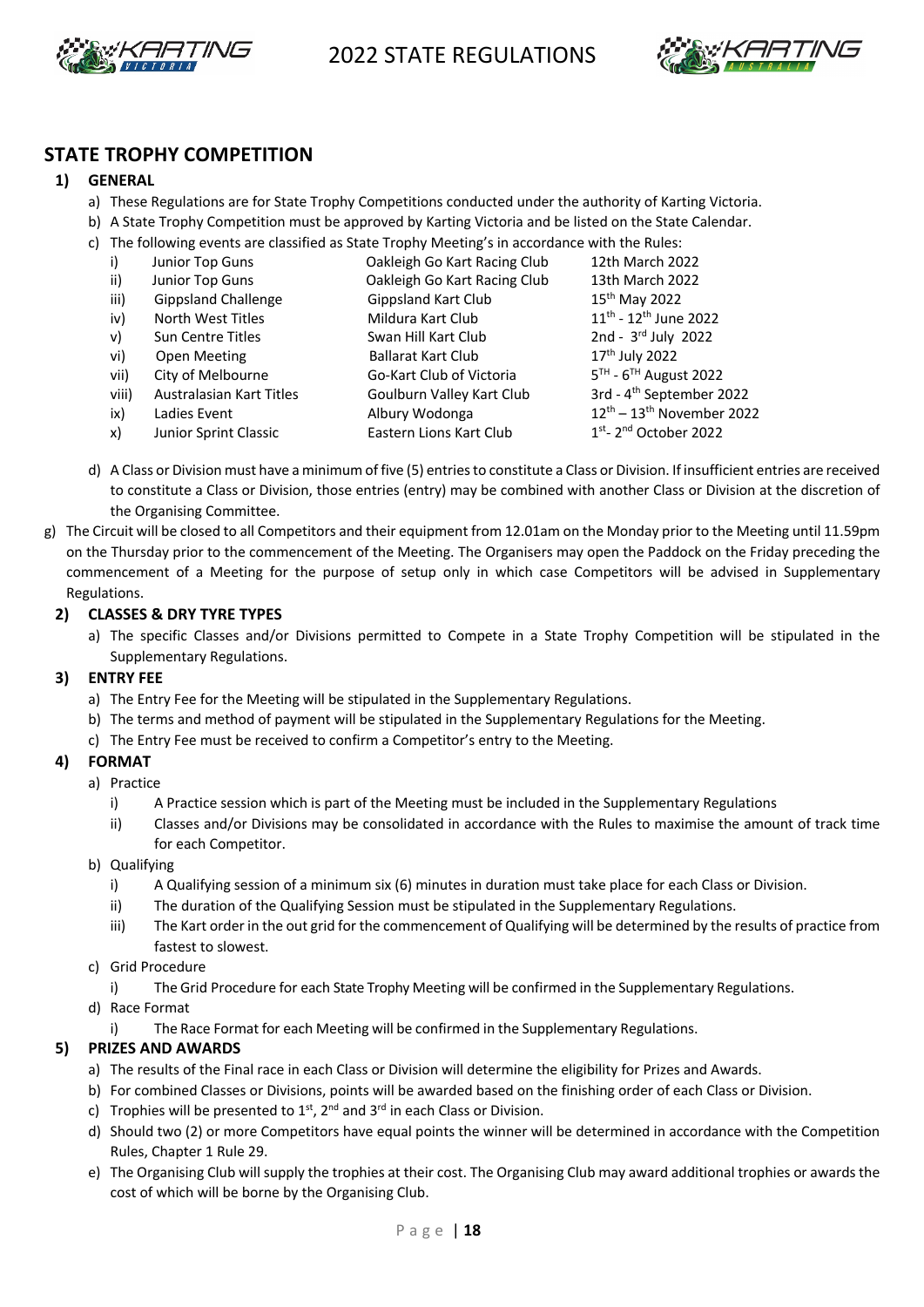## STATE TROPHY COMPETITION

### 1) GENERAL

a) These Regulations are for State Trophy Competitions conducted under the authority of Karting Victoria.

b) A State Trophy Competition must be approved by Karting Victoria and be listed on the State Calendar.

c) The following events are classified as State Trophy Meeting's in accordance with the Rules:

| | | | |
|---|---|---|---|
| i) | Junior Top Guns | Oakleigh Go Kart Racing Club | 12th March 2022 |
| ii) | Junior Top Guns | Oakleigh Go Kart Racing Club | 13th March 2022 |
| iii) | Gippsland Challenge | Gippsland Kart Club | 15th May 2022 |
| iv) | North West Titles | Mildura Kart Club | 11th - 12th June 2022 |
| v) | Sun Centre Titles | Swan Hill Kart Club | 2nd - 3rd July 2022 |
| vi) | Open Meeting | Ballarat Kart Club | 17th July 2022 |
| vii) | City of Melbourne | Go-Kart Club of Victoria | 5TH - 6TH August 2022 |
| viii) | Australasian Kart Titles | Goulburn Valley Kart Club | 3rd - 4th September 2022 |
| ix) | Ladies Event | Albury Wodonga | 12th – 13th November 2022 |
| x) | Junior Sprint Classic | Eastern Lions Kart Club | 1st- 2nd October 2022 |

d) A Class or Division must have a minimum of five (5) entries to constitute a Class or Division. If insufficient entries are received to constitute a Class or Division, those entries (entry) may be combined with another Class or Division at the discretion of the Organising Committee.

g) The Circuit will be closed to all Competitors and their equipment from 12.01am on the Monday prior to the Meeting until 11.59pm on the Thursday prior to the commencement of the Meeting. The Organisers may open the Paddock on the Friday preceding the commencement of a Meeting for the purpose of setup only in which case Competitors will be advised in Supplementary Regulations.

### 2) CLASSES & DRY TYRE TYPES

a) The specific Classes and/or Divisions permitted to Compete in a State Trophy Competition will be stipulated in the Supplementary Regulations.

### 3) ENTRY FEE

a) The Entry Fee for the Meeting will be stipulated in the Supplementary Regulations.

b) The terms and method of payment will be stipulated in the Supplementary Regulations for the Meeting.

c) The Entry Fee must be received to confirm a Competitor's entry to the Meeting.

### 4) FORMAT

a) Practice

  i) A Practice session which is part of the Meeting must be included in the Supplementary Regulations

  ii) Classes and/or Divisions may be consolidated in accordance with the Rules to maximise the amount of track time for each Competitor.

b) Qualifying

  i) A Qualifying session of a minimum six (6) minutes in duration must take place for each Class or Division.

  ii) The duration of the Qualifying Session must be stipulated in the Supplementary Regulations.

  iii) The Kart order in the out grid for the commencement of Qualifying will be determined by the results of practice from fastest to slowest.

c) Grid Procedure

  i) The Grid Procedure for each State Trophy Meeting will be confirmed in the Supplementary Regulations.

d) Race Format

  i) The Race Format for each Meeting will be confirmed in the Supplementary Regulations.

### 5) PRIZES AND AWARDS

a) The results of the Final race in each Class or Division will determine the eligibility for Prizes and Awards.

b) For combined Classes or Divisions, points will be awarded based on the finishing order of each Class or Division.

c) Trophies will be presented to 1st, 2nd and 3rd in each Class or Division.

d) Should two (2) or more Competitors have equal points the winner will be determined in accordance with the Competition Rules, Chapter 1 Rule 29.

e) The Organising Club will supply the trophies at their cost. The Organising Club may award additional trophies or awards the cost of which will be borne by the Organising Club.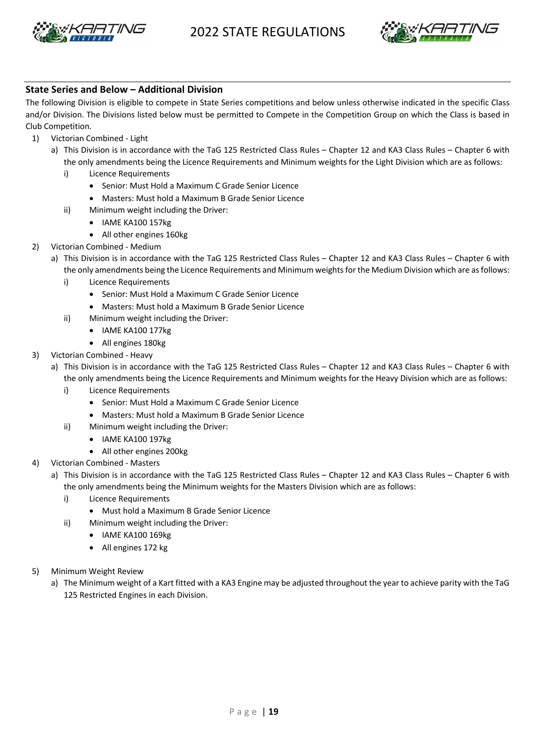## State Series and Below – Additional Division

The following Division is eligible to compete in State Series competitions and below unless otherwise indicated in the specific Class and/or Division. The Divisions listed below must be permitted to Compete in the Competition Group on which the Class is based in Club Competition.

1) Victorian Combined - Light
   a) This Division is in accordance with the TaG 125 Restricted Class Rules – Chapter 12 and KA3 Class Rules – Chapter 6 with the only amendments being the Licence Requirements and Minimum weights for the Light Division which are as follows:
      i) Licence Requirements
         - Senior: Must Hold a Maximum C Grade Senior Licence
         - Masters: Must hold a Maximum B Grade Senior Licence
      ii) Minimum weight including the Driver:
         - IAME KA100 157kg
         - All other engines 160kg
2) Victorian Combined - Medium
   a) This Division is in accordance with the TaG 125 Restricted Class Rules – Chapter 12 and KA3 Class Rules – Chapter 6 with the only amendments being the Licence Requirements and Minimum weights for the Medium Division which are as follows:
      i) Licence Requirements
         - Senior: Must Hold a Maximum C Grade Senior Licence
         - Masters: Must hold a Maximum B Grade Senior Licence
      ii) Minimum weight including the Driver:
         - IAME KA100 177kg
         - All engines 180kg
3) Victorian Combined - Heavy
   a) This Division is in accordance with the TaG 125 Restricted Class Rules – Chapter 12 and KA3 Class Rules – Chapter 6 with the only amendments being the Licence Requirements and Minimum weights for the Heavy Division which are as follows:
      i) Licence Requirements
         - Senior: Must Hold a Maximum C Grade Senior Licence
         - Masters: Must hold a Maximum B Grade Senior Licence
      ii) Minimum weight including the Driver:
         - IAME KA100 197kg
         - All other engines 200kg
4) Victorian Combined - Masters
   a) This Division is in accordance with the TaG 125 Restricted Class Rules – Chapter 12 and KA3 Class Rules – Chapter 6 with the only amendments being the Minimum weights for the Masters Division which are as follows:
      i) Licence Requirements
         - Must hold a Maximum B Grade Senior Licence
      ii) Minimum weight including the Driver:
         - IAME KA100 169kg
         - All engines 172 kg
5) Minimum Weight Review
   a) The Minimum weight of a Kart fitted with a KA3 Engine may be adjusted throughout the year to achieve parity with the TaG 125 Restricted Engines in each Division.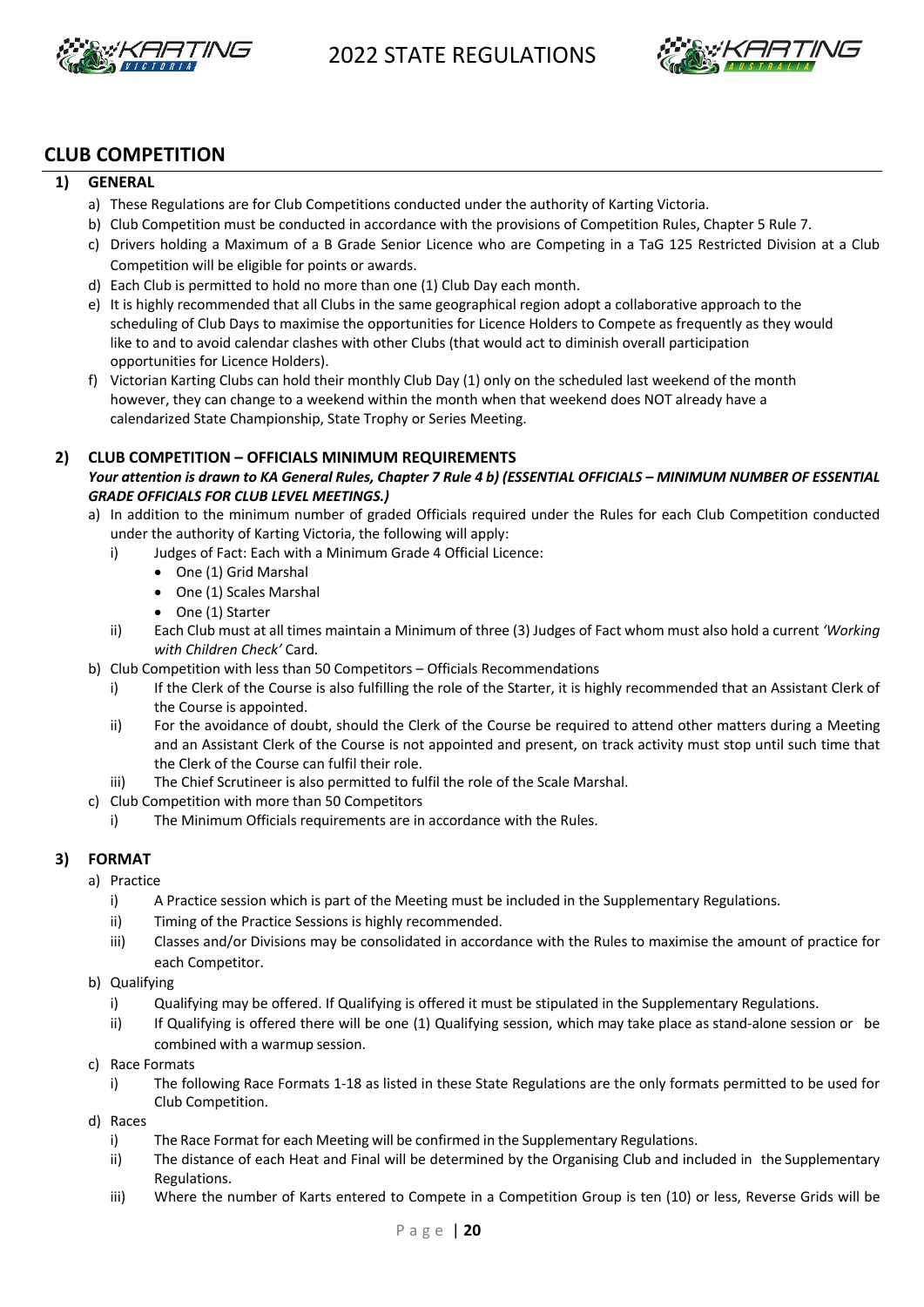## CLUB COMPETITION

### 1) GENERAL

a) These Regulations are for Club Competitions conducted under the authority of Karting Victoria.

b) Club Competition must be conducted in accordance with the provisions of Competition Rules, Chapter 5 Rule 7.

c) Drivers holding a Maximum of a B Grade Senior Licence who are Competing in a TaG 125 Restricted Division at a Club Competition will be eligible for points or awards.

d) Each Club is permitted to hold no more than one (1) Club Day each month.

e) It is highly recommended that all Clubs in the same geographical region adopt a collaborative approach to the scheduling of Club Days to maximise the opportunities for Licence Holders to Compete as frequently as they would like to and to avoid calendar clashes with other Clubs (that would act to diminish overall participation opportunities for Licence Holders).

f) Victorian Karting Clubs can hold their monthly Club Day (1) only on the scheduled last weekend of the month however, they can change to a weekend within the month when that weekend does NOT already have a calendarized State Championship, State Trophy or Series Meeting.

### 2) CLUB COMPETITION – OFFICIALS MINIMUM REQUIREMENTS

***Your attention is drawn to KA General Rules, Chapter 7 Rule 4 b) (ESSENTIAL OFFICIALS – MINIMUM NUMBER OF ESSENTIAL GRADE OFFICIALS FOR CLUB LEVEL MEETINGS.)***

a) In addition to the minimum number of graded Officials required under the Rules for each Club Competition conducted under the authority of Karting Victoria, the following will apply:

   i) Judges of Fact: Each with a Minimum Grade 4 Official Licence:
      - One (1) Grid Marshal
      - One (1) Scales Marshal
      - One (1) Starter

   ii) Each Club must at all times maintain a Minimum of three (3) Judges of Fact whom must also hold a current *'Working with Children Check'* Card.

b) Club Competition with less than 50 Competitors – Officials Recommendations

   i) If the Clerk of the Course is also fulfilling the role of the Starter, it is highly recommended that an Assistant Clerk of the Course is appointed.

   ii) For the avoidance of doubt, should the Clerk of the Course be required to attend other matters during a Meeting and an Assistant Clerk of the Course is not appointed and present, on track activity must stop until such time that the Clerk of the Course can fulfil their role.

   iii) The Chief Scrutineer is also permitted to fulfil the role of the Scale Marshal.

c) Club Competition with more than 50 Competitors

   i) The Minimum Officials requirements are in accordance with the Rules.

### 3) FORMAT

a) Practice

   i) A Practice session which is part of the Meeting must be included in the Supplementary Regulations.

   ii) Timing of the Practice Sessions is highly recommended.

   iii) Classes and/or Divisions may be consolidated in accordance with the Rules to maximise the amount of practice for each Competitor.

b) Qualifying

   i) Qualifying may be offered. If Qualifying is offered it must be stipulated in the Supplementary Regulations.

   ii) If Qualifying is offered there will be one (1) Qualifying session, which may take place as stand-alone session or be combined with a warmup session.

c) Race Formats

   i) The following Race Formats 1-18 as listed in these State Regulations are the only formats permitted to be used for Club Competition.

d) Races

   i) The Race Format for each Meeting will be confirmed in the Supplementary Regulations.

   ii) The distance of each Heat and Final will be determined by the Organising Club and included in the Supplementary Regulations.

   iii) Where the number of Karts entered to Compete in a Competition Group is ten (10) or less, Reverse Grids will be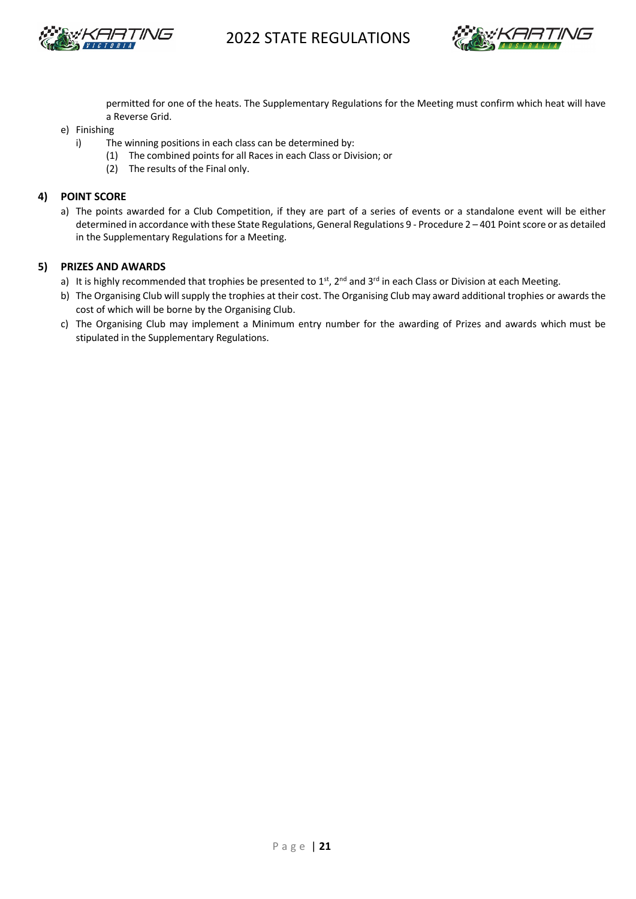permitted for one of the heats. The Supplementary Regulations for the Meeting must confirm which heat will have a Reverse Grid.

e) Finishing
   i) The winning positions in each class can be determined by:
      (1) The combined points for all Races in each Class or Division; or
      (2) The results of the Final only.

## 4) POINT SCORE

a) The points awarded for a Club Competition, if they are part of a series of events or a standalone event will be either determined in accordance with these State Regulations, General Regulations 9 - Procedure 2 – 401 Point score or as detailed in the Supplementary Regulations for a Meeting.

## 5) PRIZES AND AWARDS

a) It is highly recommended that trophies be presented to 1st, 2nd and 3rd in each Class or Division at each Meeting.

b) The Organising Club will supply the trophies at their cost. The Organising Club may award additional trophies or awards the cost of which will be borne by the Organising Club.

c) The Organising Club may implement a Minimum entry number for the awarding of Prizes and awards which must be stipulated in the Supplementary Regulations.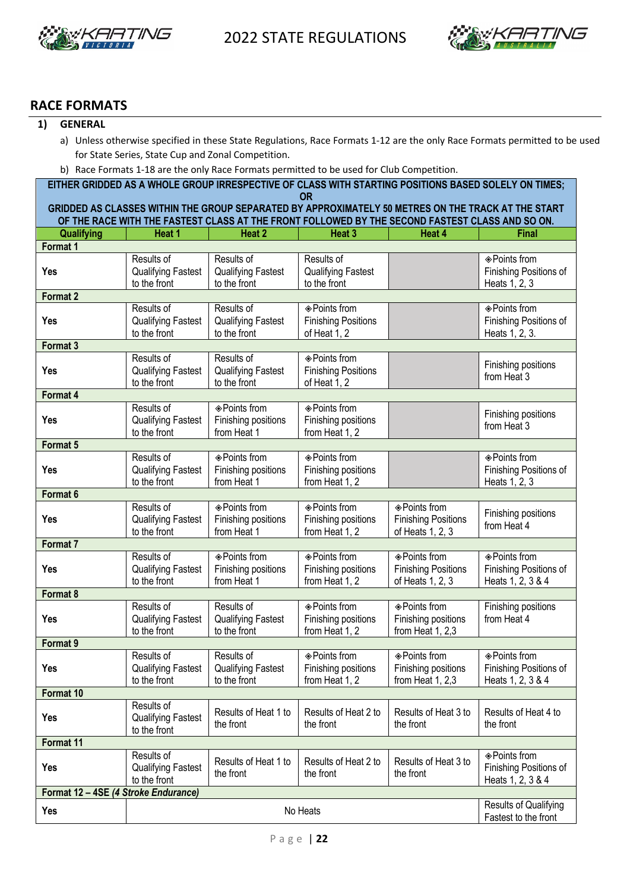## RACE FORMATS

### 1) GENERAL

a) Unless otherwise specified in these State Regulations, Race Formats 1-12 are the only Race Formats permitted to be used for State Series, State Cup and Zonal Competition.

b) Race Formats 1-18 are the only Race Formats permitted to be used for Club Competition.

| EITHER GRIDDED AS A WHOLE GROUP IRRESPECTIVE OF CLASS WITH STARTING POSITIONS BASED SOLELY ON TIMES; OR GRIDDED AS CLASSES WITHIN THE GROUP SEPARATED BY APPROXIMATELY 50 METRES ON THE TRACK AT THE START OF THE RACE WITH THE FASTEST CLASS AT THE FRONT FOLLOWED BY THE SECOND FASTEST CLASS AND SO ON. | | | | | |
|---|---|---|---|---|---|
| **Qualifying** | **Heat 1** | **Heat 2** | **Heat 3** | **Heat 4** | **Final** |
| **Format 1** | | | | | |
| Yes | Results of Qualifying Fastest to the front | Results of Qualifying Fastest to the front | Results of Qualifying Fastest to the front | | ◈Points from Finishing Positions of Heats 1, 2, 3 |
| **Format 2** | | | | | |
| Yes | Results of Qualifying Fastest to the front | Results of Qualifying Fastest to the front | ◈Points from Finishing Positions of Heat 1, 2 | | ◈Points from Finishing Positions of Heats 1, 2, 3. |
| **Format 3** | | | | | |
| Yes | Results of Qualifying Fastest to the front | Results of Qualifying Fastest to the front | ◈Points from Finishing Positions of Heat 1, 2 | | Finishing positions from Heat 3 |
| **Format 4** | | | | | |
| Yes | Results of Qualifying Fastest to the front | ◈Points from Finishing positions from Heat 1 | ◈Points from Finishing positions from Heat 1, 2 | | Finishing positions from Heat 3 |
| **Format 5** | | | | | |
| Yes | Results of Qualifying Fastest to the front | ◈Points from Finishing positions from Heat 1 | ◈Points from Finishing positions from Heat 1, 2 | | ◈Points from Finishing Positions of Heats 1, 2, 3 |
| **Format 6** | | | | | |
| Yes | Results of Qualifying Fastest to the front | ◈Points from Finishing positions from Heat 1 | ◈Points from Finishing positions from Heat 1, 2 | ◈Points from Finishing Positions of Heats 1, 2, 3 | Finishing positions from Heat 4 |
| **Format 7** | | | | | |
| Yes | Results of Qualifying Fastest to the front | ◈Points from Finishing positions from Heat 1 | ◈Points from Finishing positions from Heat 1, 2 | ◈Points from Finishing Positions of Heats 1, 2, 3 | ◈Points from Finishing Positions of Heats 1, 2, 3 & 4 |
| **Format 8** | | | | | |
| Yes | Results of Qualifying Fastest to the front | Results of Qualifying Fastest to the front | ◈Points from Finishing positions from Heat 1, 2 | ◈Points from Finishing positions from Heat 1, 2,3 | Finishing positions from Heat 4 |
| **Format 9** | | | | | |
| Yes | Results of Qualifying Fastest to the front | Results of Qualifying Fastest to the front | ◈Points from Finishing positions from Heat 1, 2 | ◈Points from Finishing positions from Heat 1, 2,3 | ◈Points from Finishing Positions of Heats 1, 2, 3 & 4 |
| **Format 10** | | | | | |
| Yes | Results of Qualifying Fastest to the front | Results of Heat 1 to the front | Results of Heat 2 to the front | Results of Heat 3 to the front | Results of Heat 4 to the front |
| **Format 11** | | | | | |
| Yes | Results of Qualifying Fastest to the front | Results of Heat 1 to the front | Results of Heat 2 to the front | Results of Heat 3 to the front | ◈Points from Finishing Positions of Heats 1, 2, 3 & 4 |
| **Format 12 – 4SE *(4 Stroke Endurance)*** | | | | | |
| Yes | No Heats | | | | Results of Qualifying Fastest to the front |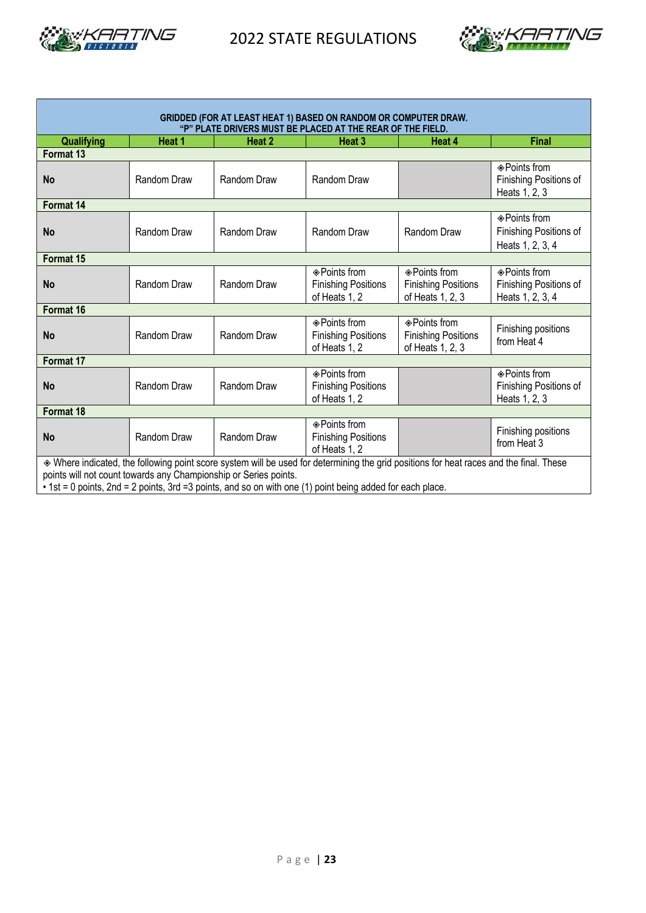| GRIDDED (FOR AT LEAST HEAT 1) BASED ON RANDOM OR COMPUTER DRAW. "P" PLATE DRIVERS MUST BE PLACED AT THE REAR OF THE FIELD. | | | | | |
|---|---|---|---|---|---|
| **Qualifying** | **Heat 1** | **Heat 2** | **Heat 3** | **Heat 4** | **Final** |
| **Format 13** | | | | | |
| **No** | Random Draw | Random Draw | Random Draw | | ◈Points from Finishing Positions of Heats 1, 2, 3 |
| **Format 14** | | | | | |
| **No** | Random Draw | Random Draw | Random Draw | Random Draw | ◈Points from Finishing Positions of Heats 1, 2, 3, 4 |
| **Format 15** | | | | | |
| **No** | Random Draw | Random Draw | ◈Points from Finishing Positions of Heats 1, 2 | ◈Points from Finishing Positions of Heats 1, 2, 3 | ◈Points from Finishing Positions of Heats 1, 2, 3, 4 |
| **Format 16** | | | | | |
| **No** | Random Draw | Random Draw | ◈Points from Finishing Positions of Heats 1, 2 | ◈Points from Finishing Positions of Heats 1, 2, 3 | Finishing positions from Heat 4 |
| **Format 17** | | | | | |
| **No** | Random Draw | Random Draw | ◈Points from Finishing Positions of Heats 1, 2 | | ◈Points from Finishing Positions of Heats 1, 2, 3 |
| **Format 18** | | | | | |
| **No** | Random Draw | Random Draw | ◈Points from Finishing Positions of Heats 1, 2 | | Finishing positions from Heat 3 |

◈ Where indicated, the following point score system will be used for determining the grid positions for heat races and the final. These points will not count towards any Championship or Series points.

• 1st = 0 points, 2nd = 2 points, 3rd =3 points, and so on with one (1) point being added for each place.